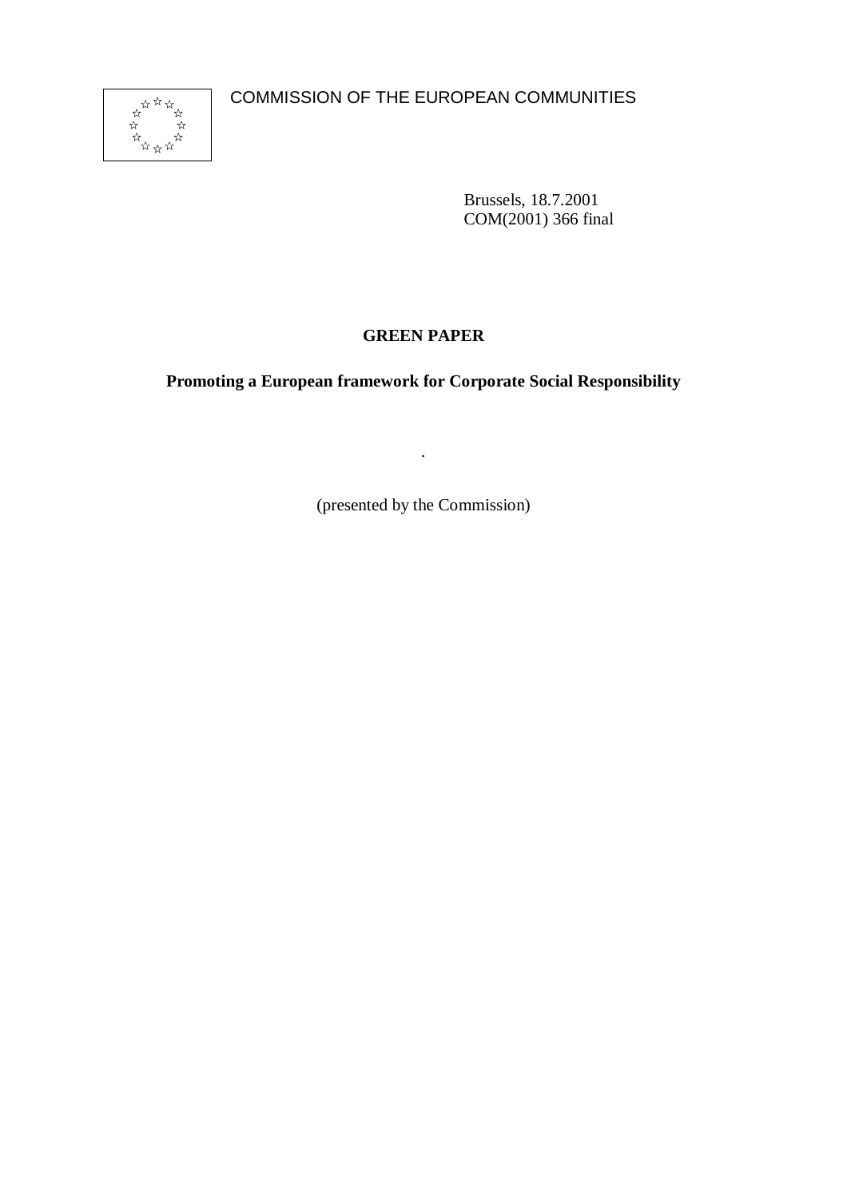COMMISSION OF THE EUROPEAN COMMUNITIES

Brussels, 18.7.2001
COM(2001) 366 final

# GREEN PAPER

## Promoting a European framework for Corporate Social Responsibility

.

(presented by the Commission)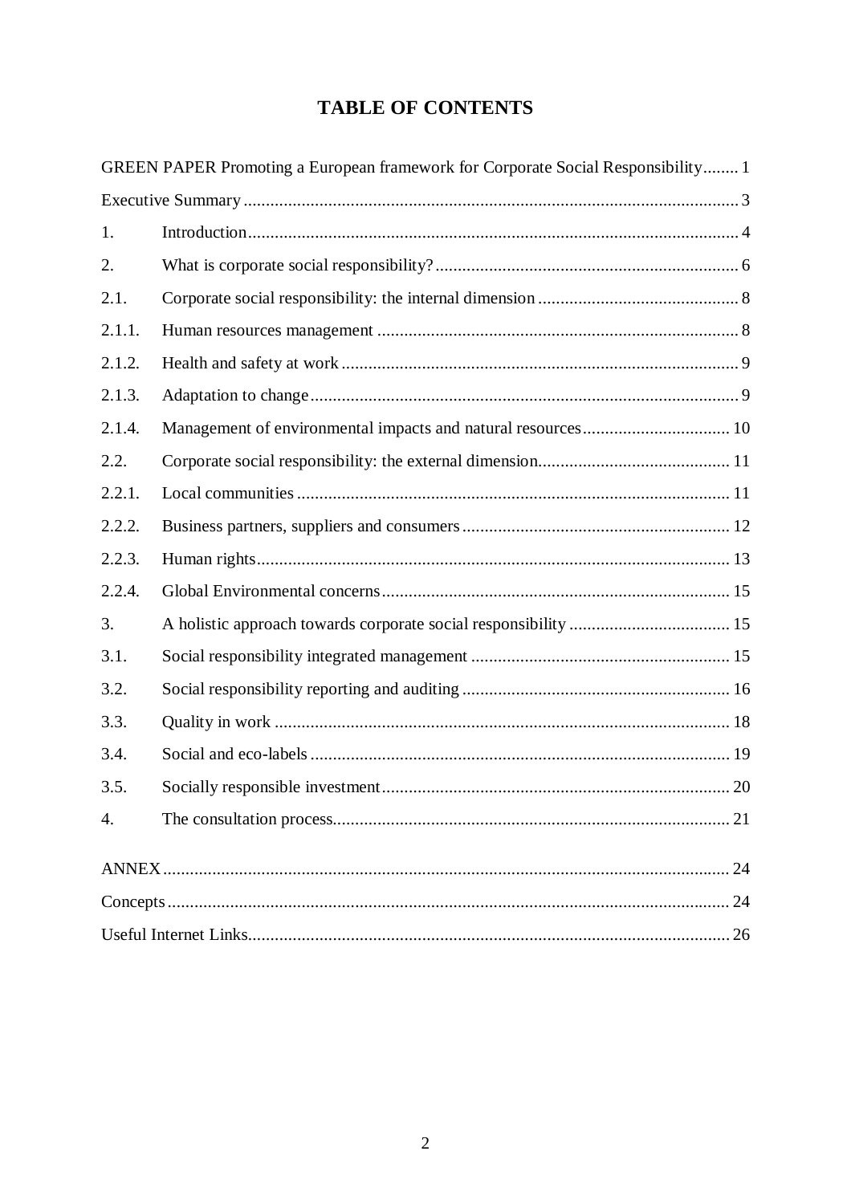# TABLE OF CONTENTS

GREEN PAPER Promoting a European framework for Corporate Social Responsibility........ 1

Executive Summary........................................................................................................ 3

1. Introduction.................................................................................................................. 4

2. What is corporate social responsibility?..................................................................... 6

2.1. Corporate social responsibility: the internal dimension............................................ 8

2.1.1. Human resources management............................................................................. 8

2.1.2. Health and safety at work..................................................................................... 9

2.1.3. Adaptation to change............................................................................................ 9

2.1.4. Management of environmental impacts and natural resources.......................... 10

2.2. Corporate social responsibility: the external dimension......................................... 11

2.2.1. Local communities............................................................................................. 11

2.2.2. Business partners, suppliers and consumers....................................................... 12

2.2.3. Human rights....................................................................................................... 13

2.2.4. Global Environmental concerns.......................................................................... 15

3. A holistic approach towards corporate social responsibility.................................... 15

3.1. Social responsibility integrated management.......................................................... 15

3.2. Social responsibility reporting and auditing............................................................ 16

3.3. Quality in work........................................................................................................ 18

3.4. Social and eco-labels............................................................................................... 19

3.5. Socially responsible investment.............................................................................. 20

4. The consultation process............................................................................................ 21

ANNEX......................................................................................................................... 24

Concepts........................................................................................................................ 24

Useful Internet Links..................................................................................................... 26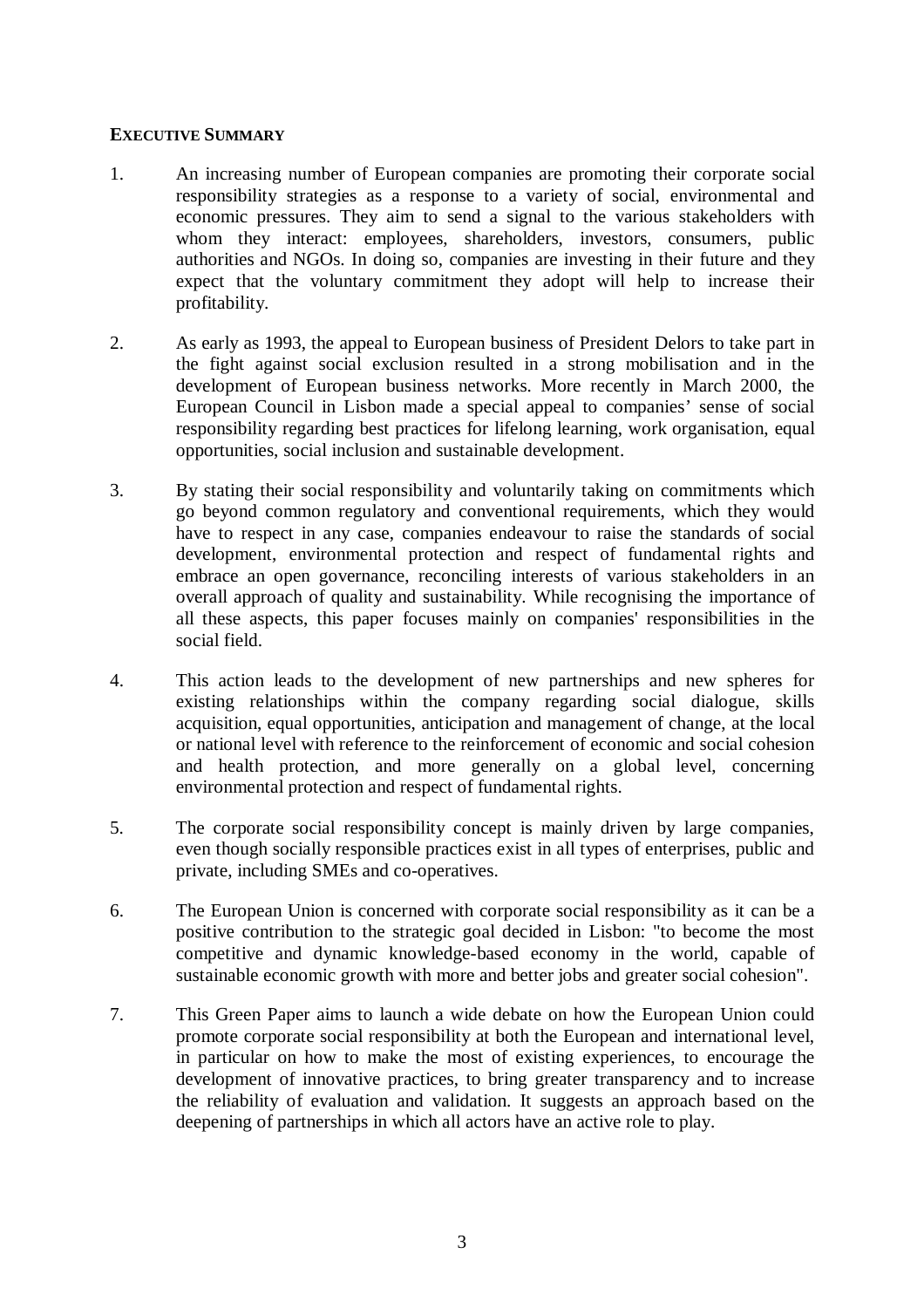## EXECUTIVE SUMMARY

1. An increasing number of European companies are promoting their corporate social responsibility strategies as a response to a variety of social, environmental and economic pressures. They aim to send a signal to the various stakeholders with whom they interact: employees, shareholders, investors, consumers, public authorities and NGOs. In doing so, companies are investing in their future and they expect that the voluntary commitment they adopt will help to increase their profitability.

2. As early as 1993, the appeal to European business of President Delors to take part in the fight against social exclusion resulted in a strong mobilisation and in the development of European business networks. More recently in March 2000, the European Council in Lisbon made a special appeal to companies' sense of social responsibility regarding best practices for lifelong learning, work organisation, equal opportunities, social inclusion and sustainable development.

3. By stating their social responsibility and voluntarily taking on commitments which go beyond common regulatory and conventional requirements, which they would have to respect in any case, companies endeavour to raise the standards of social development, environmental protection and respect of fundamental rights and embrace an open governance, reconciling interests of various stakeholders in an overall approach of quality and sustainability. While recognising the importance of all these aspects, this paper focuses mainly on companies' responsibilities in the social field.

4. This action leads to the development of new partnerships and new spheres for existing relationships within the company regarding social dialogue, skills acquisition, equal opportunities, anticipation and management of change, at the local or national level with reference to the reinforcement of economic and social cohesion and health protection, and more generally on a global level, concerning environmental protection and respect of fundamental rights.

5. The corporate social responsibility concept is mainly driven by large companies, even though socially responsible practices exist in all types of enterprises, public and private, including SMEs and co-operatives.

6. The European Union is concerned with corporate social responsibility as it can be a positive contribution to the strategic goal decided in Lisbon: "to become the most competitive and dynamic knowledge-based economy in the world, capable of sustainable economic growth with more and better jobs and greater social cohesion".

7. This Green Paper aims to launch a wide debate on how the European Union could promote corporate social responsibility at both the European and international level, in particular on how to make the most of existing experiences, to encourage the development of innovative practices, to bring greater transparency and to increase the reliability of evaluation and validation. It suggests an approach based on the deepening of partnerships in which all actors have an active role to play.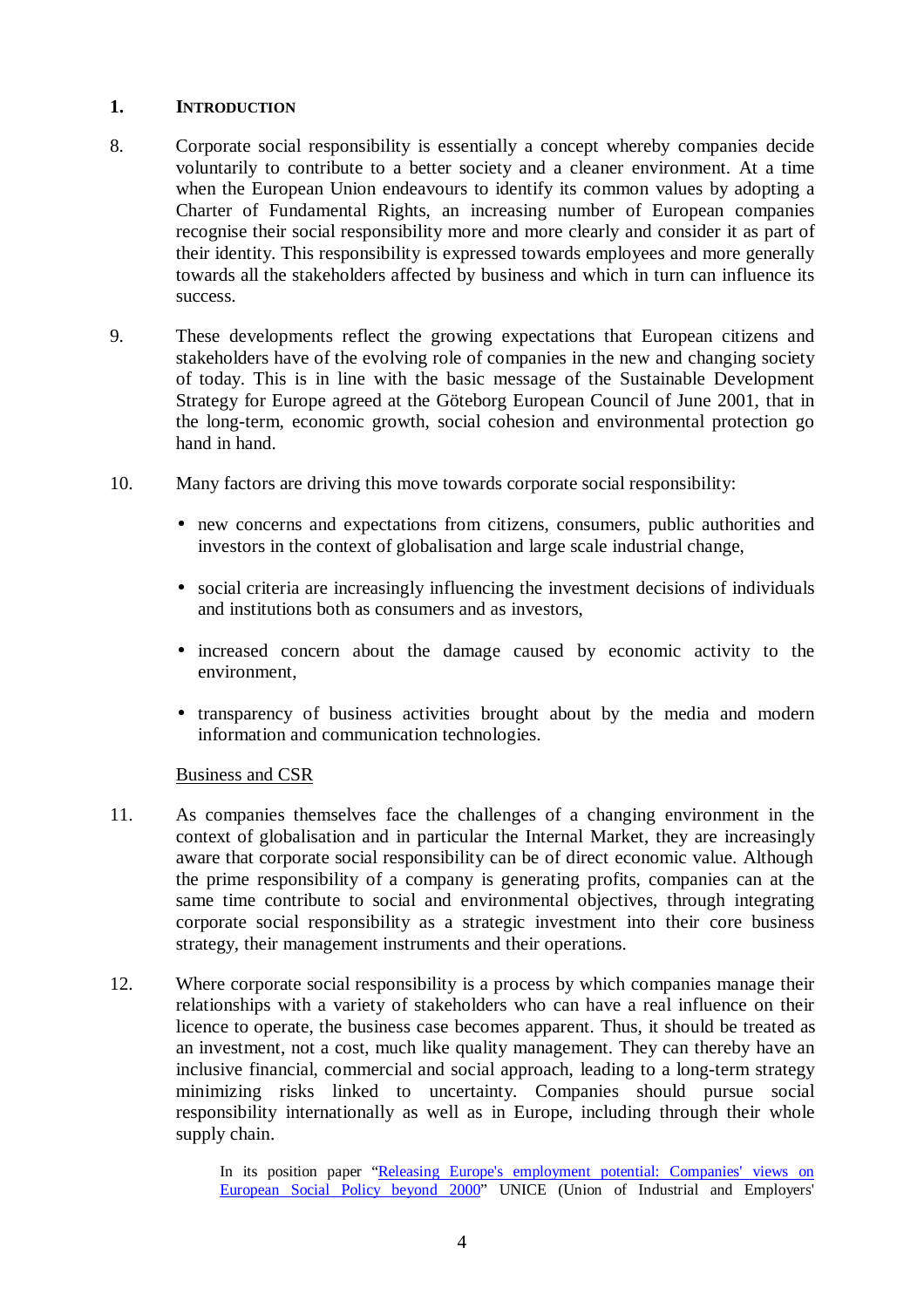## 1. INTRODUCTION

8. Corporate social responsibility is essentially a concept whereby companies decide voluntarily to contribute to a better society and a cleaner environment. At a time when the European Union endeavours to identify its common values by adopting a Charter of Fundamental Rights, an increasing number of European companies recognise their social responsibility more and more clearly and consider it as part of their identity. This responsibility is expressed towards employees and more generally towards all the stakeholders affected by business and which in turn can influence its success.

9. These developments reflect the growing expectations that European citizens and stakeholders have of the evolving role of companies in the new and changing society of today. This is in line with the basic message of the Sustainable Development Strategy for Europe agreed at the Göteborg European Council of June 2001, that in the long-term, economic growth, social cohesion and environmental protection go hand in hand.

10. Many factors are driving this move towards corporate social responsibility:

- new concerns and expectations from citizens, consumers, public authorities and investors in the context of globalisation and large scale industrial change,
- social criteria are increasingly influencing the investment decisions of individuals and institutions both as consumers and as investors,
- increased concern about the damage caused by economic activity to the environment,
- transparency of business activities brought about by the media and modern information and communication technologies.

Business and CSR

11. As companies themselves face the challenges of a changing environment in the context of globalisation and in particular the Internal Market, they are increasingly aware that corporate social responsibility can be of direct economic value. Although the prime responsibility of a company is generating profits, companies can at the same time contribute to social and environmental objectives, through integrating corporate social responsibility as a strategic investment into their core business strategy, their management instruments and their operations.

12. Where corporate social responsibility is a process by which companies manage their relationships with a variety of stakeholders who can have a real influence on their licence to operate, the business case becomes apparent. Thus, it should be treated as an investment, not a cost, much like quality management. They can thereby have an inclusive financial, commercial and social approach, leading to a long-term strategy minimizing risks linked to uncertainty. Companies should pursue social responsibility internationally as well as in Europe, including through their whole supply chain.

> In its position paper "Releasing Europe's employment potential: Companies' views on European Social Policy beyond 2000" UNICE (Union of Industrial and Employers'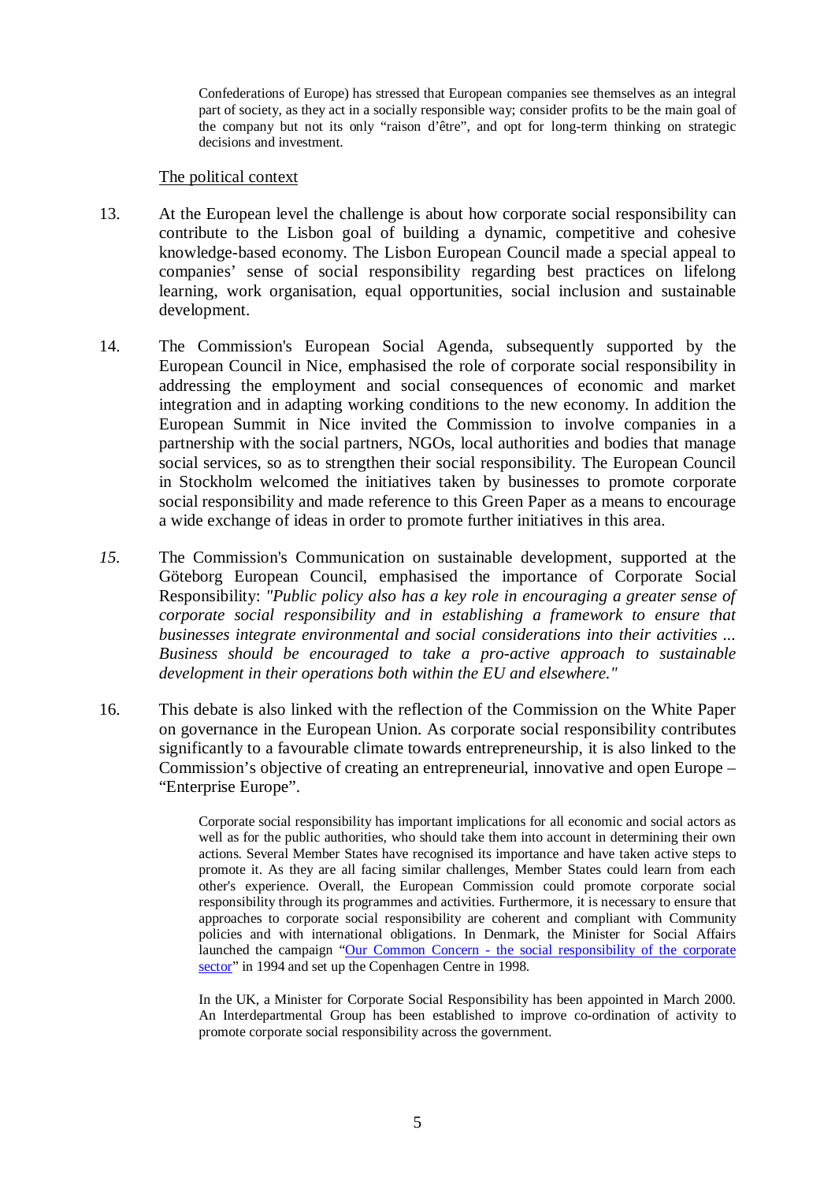Confederations of Europe) has stressed that European companies see themselves as an integral part of society, as they act in a socially responsible way; consider profits to be the main goal of the company but not its only "raison d'être", and opt for long-term thinking on strategic decisions and investment.

The political context

13. At the European level the challenge is about how corporate social responsibility can contribute to the Lisbon goal of building a dynamic, competitive and cohesive knowledge-based economy. The Lisbon European Council made a special appeal to companies' sense of social responsibility regarding best practices on lifelong learning, work organisation, equal opportunities, social inclusion and sustainable development.

14. The Commission's European Social Agenda, subsequently supported by the European Council in Nice, emphasised the role of corporate social responsibility in addressing the employment and social consequences of economic and market integration and in adapting working conditions to the new economy. In addition the European Summit in Nice invited the Commission to involve companies in a partnership with the social partners, NGOs, local authorities and bodies that manage social services, so as to strengthen their social responsibility. The European Council in Stockholm welcomed the initiatives taken by businesses to promote corporate social responsibility and made reference to this Green Paper as a means to encourage a wide exchange of ideas in order to promote further initiatives in this area.

*15.* The Commission's Communication on sustainable development, supported at the Göteborg European Council, emphasised the importance of Corporate Social Responsibility: *"Public policy also has a key role in encouraging a greater sense of corporate social responsibility and in establishing a framework to ensure that businesses integrate environmental and social considerations into their activities ... Business should be encouraged to take a pro-active approach to sustainable development in their operations both within the EU and elsewhere."*

16. This debate is also linked with the reflection of the Commission on the White Paper on governance in the European Union. As corporate social responsibility contributes significantly to a favourable climate towards entrepreneurship, it is also linked to the Commission's objective of creating an entrepreneurial, innovative and open Europe – "Enterprise Europe".

Corporate social responsibility has important implications for all economic and social actors as well as for the public authorities, who should take them into account in determining their own actions. Several Member States have recognised its importance and have taken active steps to promote it. As they are all facing similar challenges, Member States could learn from each other's experience. Overall, the European Commission could promote corporate social responsibility through its programmes and activities. Furthermore, it is necessary to ensure that approaches to corporate social responsibility are coherent and compliant with Community policies and with international obligations. In Denmark, the Minister for Social Affairs launched the campaign "Our Common Concern - the social responsibility of the corporate sector" in 1994 and set up the Copenhagen Centre in 1998.

In the UK, a Minister for Corporate Social Responsibility has been appointed in March 2000. An Interdepartmental Group has been established to improve co-ordination of activity to promote corporate social responsibility across the government.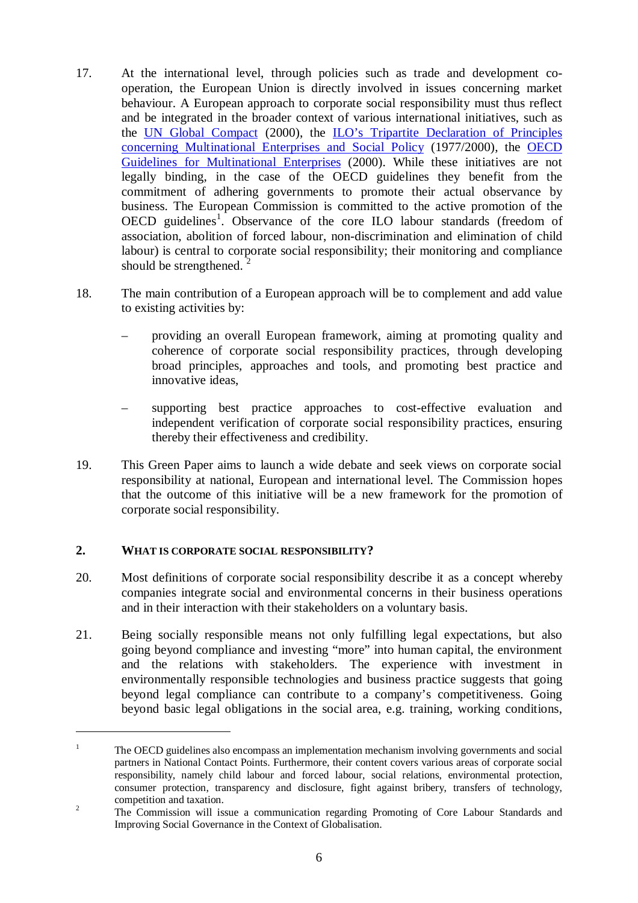17. At the international level, through policies such as trade and development co-operation, the European Union is directly involved in issues concerning market behaviour. A European approach to corporate social responsibility must thus reflect and be integrated in the broader context of various international initiatives, such as the UN Global Compact (2000), the ILO's Tripartite Declaration of Principles concerning Multinational Enterprises and Social Policy (1977/2000), the OECD Guidelines for Multinational Enterprises (2000). While these initiatives are not legally binding, in the case of the OECD guidelines they benefit from the commitment of adhering governments to promote their actual observance by business. The European Commission is committed to the active promotion of the OECD guidelines[1]. Observance of the core ILO labour standards (freedom of association, abolition of forced labour, non-discrimination and elimination of child labour) is central to corporate social responsibility; their monitoring and compliance should be strengthened. [2]

18. The main contribution of a European approach will be to complement and add value to existing activities by:

   – providing an overall European framework, aiming at promoting quality and coherence of corporate social responsibility practices, through developing broad principles, approaches and tools, and promoting best practice and innovative ideas,

   – supporting best practice approaches to cost-effective evaluation and independent verification of corporate social responsibility practices, ensuring thereby their effectiveness and credibility.

19. This Green Paper aims to launch a wide debate and seek views on corporate social responsibility at national, European and international level. The Commission hopes that the outcome of this initiative will be a new framework for the promotion of corporate social responsibility.

## 2. WHAT IS CORPORATE SOCIAL RESPONSIBILITY?

20. Most definitions of corporate social responsibility describe it as a concept whereby companies integrate social and environmental concerns in their business operations and in their interaction with their stakeholders on a voluntary basis.

21. Being socially responsible means not only fulfilling legal expectations, but also going beyond compliance and investing "more" into human capital, the environment and the relations with stakeholders. The experience with investment in environmentally responsible technologies and business practice suggests that going beyond legal compliance can contribute to a company's competitiveness. Going beyond basic legal obligations in the social area, e.g. training, working conditions,

---

[1] The OECD guidelines also encompass an implementation mechanism involving governments and social partners in National Contact Points. Furthermore, their content covers various areas of corporate social responsibility, namely child labour and forced labour, social relations, environmental protection, consumer protection, transparency and disclosure, fight against bribery, transfers of technology, competition and taxation.

[2] The Commission will issue a communication regarding Promoting of Core Labour Standards and Improving Social Governance in the Context of Globalisation.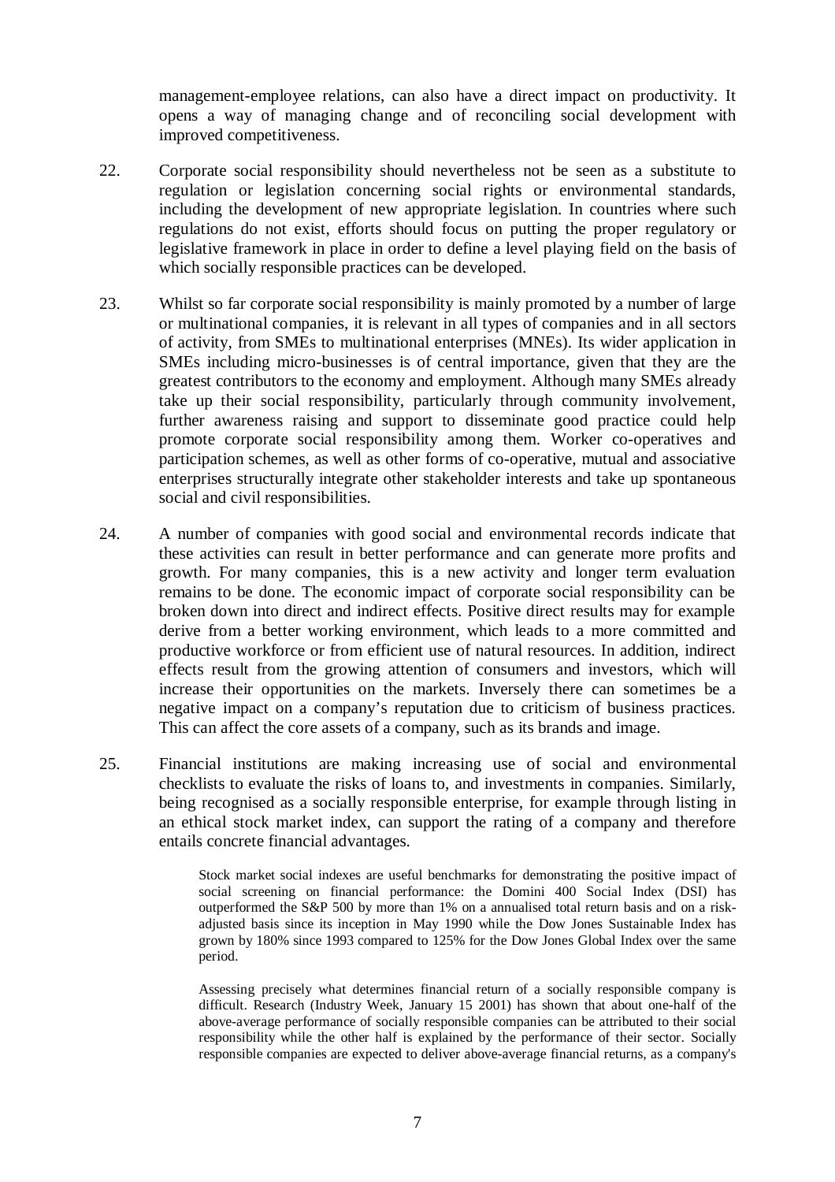management-employee relations, can also have a direct impact on productivity. It opens a way of managing change and of reconciling social development with improved competitiveness.

22. Corporate social responsibility should nevertheless not be seen as a substitute to regulation or legislation concerning social rights or environmental standards, including the development of new appropriate legislation. In countries where such regulations do not exist, efforts should focus on putting the proper regulatory or legislative framework in place in order to define a level playing field on the basis of which socially responsible practices can be developed.

23. Whilst so far corporate social responsibility is mainly promoted by a number of large or multinational companies, it is relevant in all types of companies and in all sectors of activity, from SMEs to multinational enterprises (MNEs). Its wider application in SMEs including micro-businesses is of central importance, given that they are the greatest contributors to the economy and employment. Although many SMEs already take up their social responsibility, particularly through community involvement, further awareness raising and support to disseminate good practice could help promote corporate social responsibility among them. Worker co-operatives and participation schemes, as well as other forms of co-operative, mutual and associative enterprises structurally integrate other stakeholder interests and take up spontaneous social and civil responsibilities.

24. A number of companies with good social and environmental records indicate that these activities can result in better performance and can generate more profits and growth. For many companies, this is a new activity and longer term evaluation remains to be done. The economic impact of corporate social responsibility can be broken down into direct and indirect effects. Positive direct results may for example derive from a better working environment, which leads to a more committed and productive workforce or from efficient use of natural resources. In addition, indirect effects result from the growing attention of consumers and investors, which will increase their opportunities on the markets. Inversely there can sometimes be a negative impact on a company's reputation due to criticism of business practices. This can affect the core assets of a company, such as its brands and image.

25. Financial institutions are making increasing use of social and environmental checklists to evaluate the risks of loans to, and investments in companies. Similarly, being recognised as a socially responsible enterprise, for example through listing in an ethical stock market index, can support the rating of a company and therefore entails concrete financial advantages.

> Stock market social indexes are useful benchmarks for demonstrating the positive impact of social screening on financial performance: the Domini 400 Social Index (DSI) has outperformed the S&P 500 by more than 1% on a annualised total return basis and on a risk-adjusted basis since its inception in May 1990 while the Dow Jones Sustainable Index has grown by 180% since 1993 compared to 125% for the Dow Jones Global Index over the same period.
>
> Assessing precisely what determines financial return of a socially responsible company is difficult. Research (Industry Week, January 15 2001) has shown that about one-half of the above-average performance of socially responsible companies can be attributed to their social responsibility while the other half is explained by the performance of their sector. Socially responsible companies are expected to deliver above-average financial returns, as a company's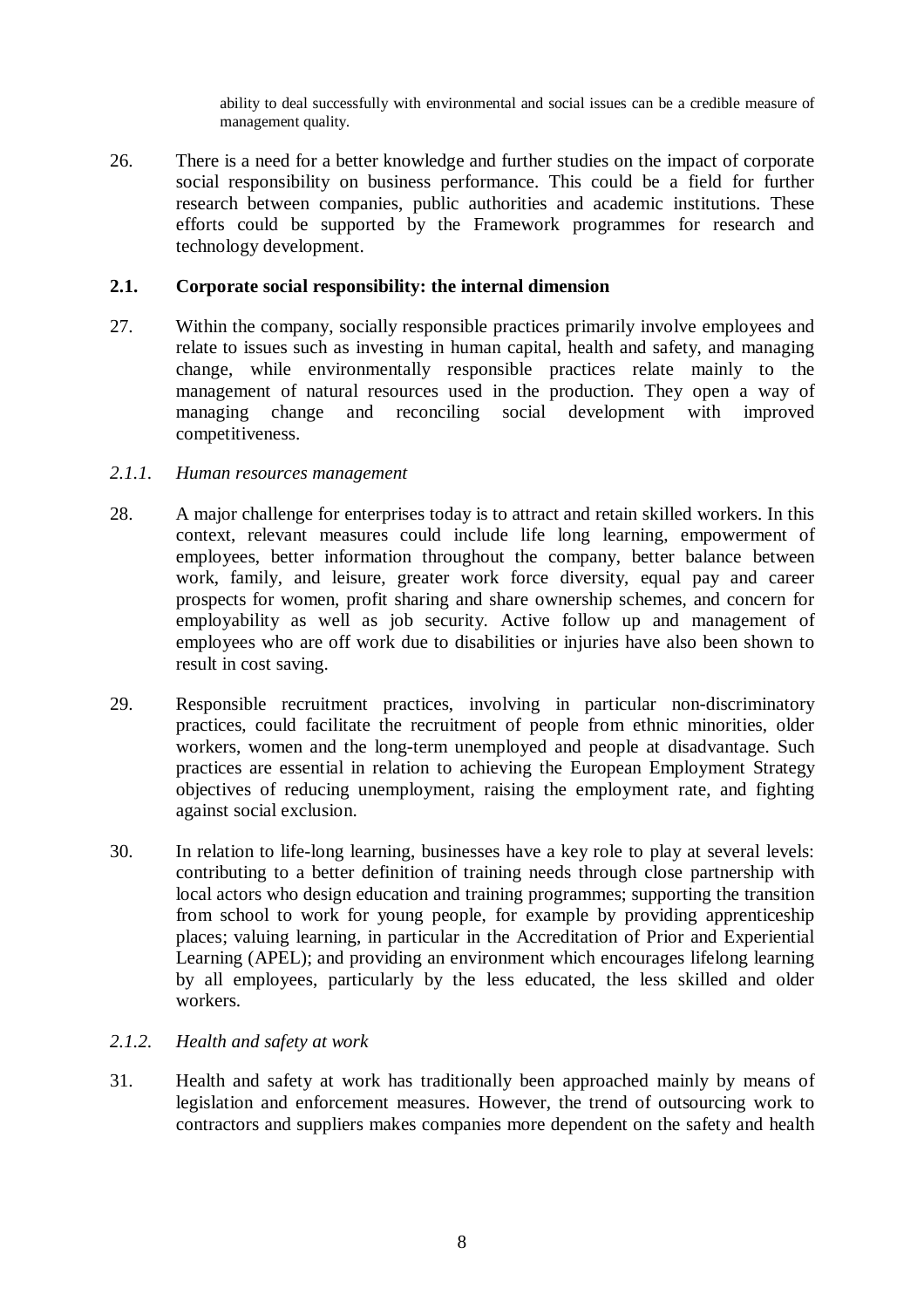ability to deal successfully with environmental and social issues can be a credible measure of management quality.

26. There is a need for a better knowledge and further studies on the impact of corporate social responsibility on business performance. This could be a field for further research between companies, public authorities and academic institutions. These efforts could be supported by the Framework programmes for research and technology development.

## 2.1. Corporate social responsibility: the internal dimension

27. Within the company, socially responsible practices primarily involve employees and relate to issues such as investing in human capital, health and safety, and managing change, while environmentally responsible practices relate mainly to the management of natural resources used in the production. They open a way of managing change and reconciling social development with improved competitiveness.

### *2.1.1. Human resources management*

28. A major challenge for enterprises today is to attract and retain skilled workers. In this context, relevant measures could include life long learning, empowerment of employees, better information throughout the company, better balance between work, family, and leisure, greater work force diversity, equal pay and career prospects for women, profit sharing and share ownership schemes, and concern for employability as well as job security. Active follow up and management of employees who are off work due to disabilities or injuries have also been shown to result in cost saving.

29. Responsible recruitment practices, involving in particular non-discriminatory practices, could facilitate the recruitment of people from ethnic minorities, older workers, women and the long-term unemployed and people at disadvantage. Such practices are essential in relation to achieving the European Employment Strategy objectives of reducing unemployment, raising the employment rate, and fighting against social exclusion.

30. In relation to life-long learning, businesses have a key role to play at several levels: contributing to a better definition of training needs through close partnership with local actors who design education and training programmes; supporting the transition from school to work for young people, for example by providing apprenticeship places; valuing learning, in particular in the Accreditation of Prior and Experiential Learning (APEL); and providing an environment which encourages lifelong learning by all employees, particularly by the less educated, the less skilled and older workers.

### *2.1.2. Health and safety at work*

31. Health and safety at work has traditionally been approached mainly by means of legislation and enforcement measures. However, the trend of outsourcing work to contractors and suppliers makes companies more dependent on the safety and health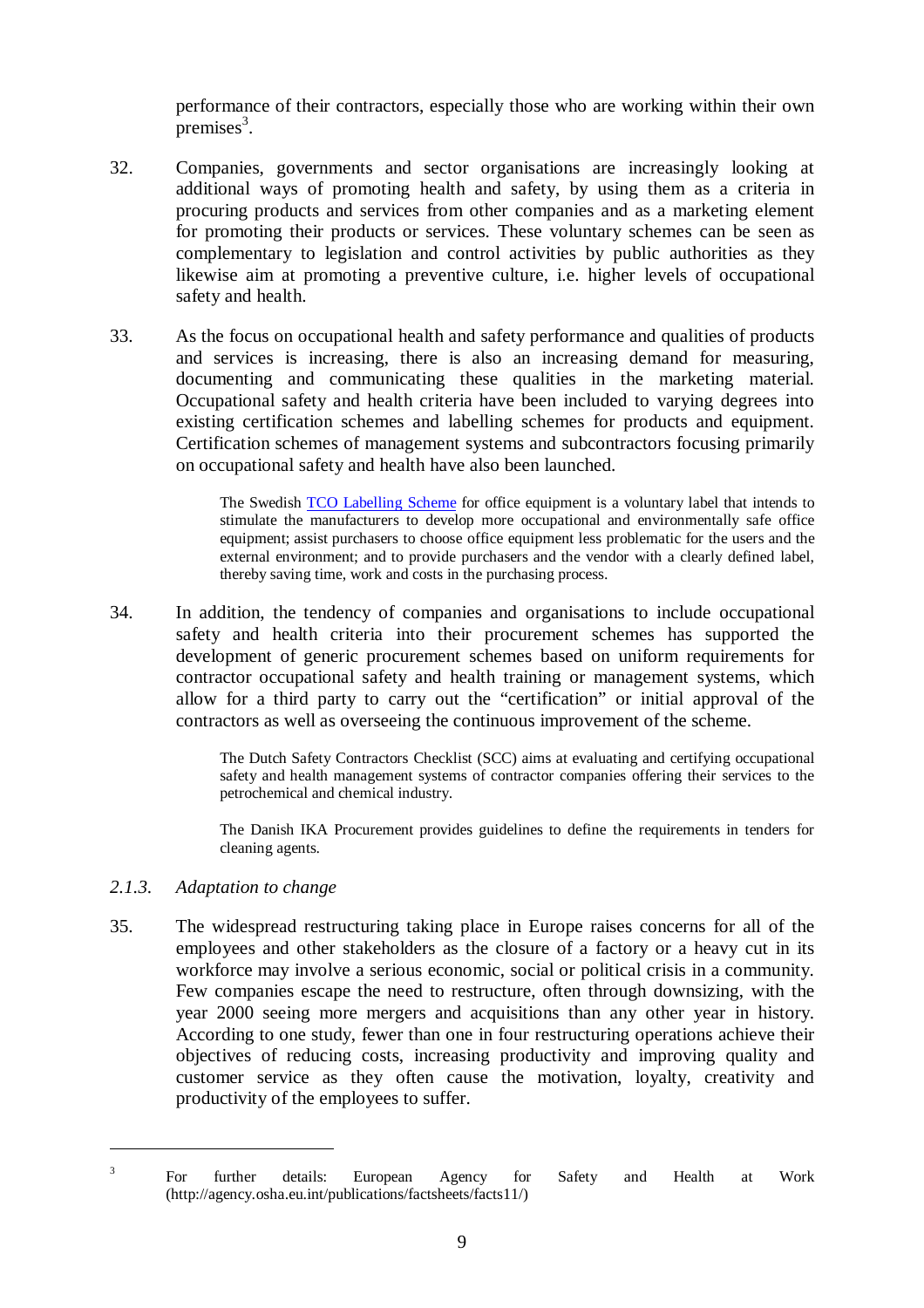performance of their contractors, especially those who are working within their own premises[3].

32. Companies, governments and sector organisations are increasingly looking at additional ways of promoting health and safety, by using them as a criteria in procuring products and services from other companies and as a marketing element for promoting their products or services. These voluntary schemes can be seen as complementary to legislation and control activities by public authorities as they likewise aim at promoting a preventive culture, i.e. higher levels of occupational safety and health.

33. As the focus on occupational health and safety performance and qualities of products and services is increasing, there is also an increasing demand for measuring, documenting and communicating these qualities in the marketing material. Occupational safety and health criteria have been included to varying degrees into existing certification schemes and labelling schemes for products and equipment. Certification schemes of management systems and subcontractors focusing primarily on occupational safety and health have also been launched.

> The Swedish TCO Labelling Scheme for office equipment is a voluntary label that intends to stimulate the manufacturers to develop more occupational and environmentally safe office equipment; assist purchasers to choose office equipment less problematic for the users and the external environment; and to provide purchasers and the vendor with a clearly defined label, thereby saving time, work and costs in the purchasing process.

34. In addition, the tendency of companies and organisations to include occupational safety and health criteria into their procurement schemes has supported the development of generic procurement schemes based on uniform requirements for contractor occupational safety and health training or management systems, which allow for a third party to carry out the "certification" or initial approval of the contractors as well as overseeing the continuous improvement of the scheme.

> The Dutch Safety Contractors Checklist (SCC) aims at evaluating and certifying occupational safety and health management systems of contractor companies offering their services to the petrochemical and chemical industry.
>
> The Danish IKA Procurement provides guidelines to define the requirements in tenders for cleaning agents.

### *2.1.3. Adaptation to change*

35. The widespread restructuring taking place in Europe raises concerns for all of the employees and other stakeholders as the closure of a factory or a heavy cut in its workforce may involve a serious economic, social or political crisis in a community. Few companies escape the need to restructure, often through downsizing, with the year 2000 seeing more mergers and acquisitions than any other year in history. According to one study, fewer than one in four restructuring operations achieve their objectives of reducing costs, increasing productivity and improving quality and customer service as they often cause the motivation, loyalty, creativity and productivity of the employees to suffer.

---

[3] For further details: European Agency for Safety and Health at Work (http://agency.osha.eu.int/publications/factsheets/facts11/)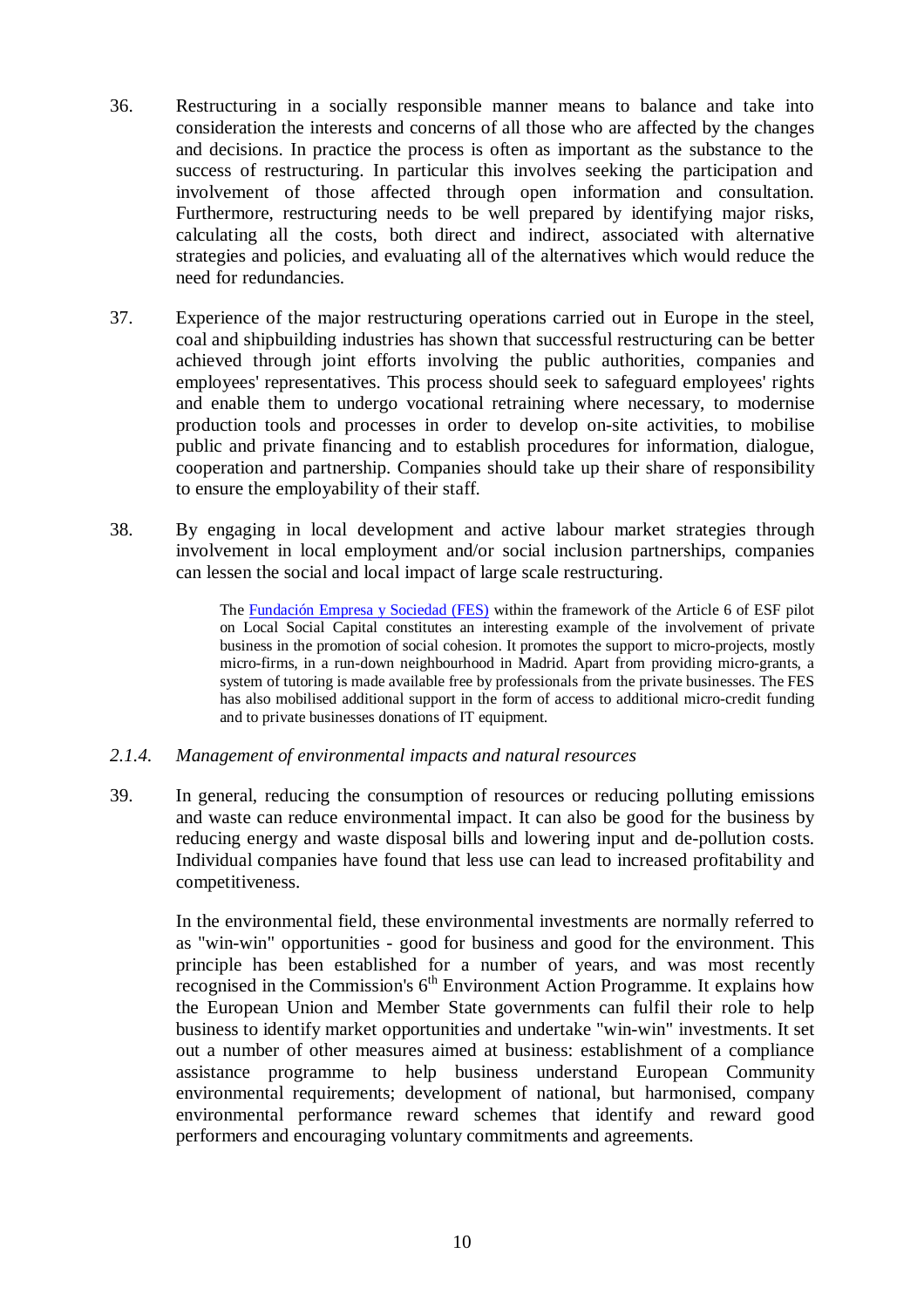36. Restructuring in a socially responsible manner means to balance and take into consideration the interests and concerns of all those who are affected by the changes and decisions. In practice the process is often as important as the substance to the success of restructuring. In particular this involves seeking the participation and involvement of those affected through open information and consultation. Furthermore, restructuring needs to be well prepared by identifying major risks, calculating all the costs, both direct and indirect, associated with alternative strategies and policies, and evaluating all of the alternatives which would reduce the need for redundancies.

37. Experience of the major restructuring operations carried out in Europe in the steel, coal and shipbuilding industries has shown that successful restructuring can be better achieved through joint efforts involving the public authorities, companies and employees' representatives. This process should seek to safeguard employees' rights and enable them to undergo vocational retraining where necessary, to modernise production tools and processes in order to develop on-site activities, to mobilise public and private financing and to establish procedures for information, dialogue, cooperation and partnership. Companies should take up their share of responsibility to ensure the employability of their staff.

38. By engaging in local development and active labour market strategies through involvement in local employment and/or social inclusion partnerships, companies can lessen the social and local impact of large scale restructuring.

> The Fundación Empresa y Sociedad (FES) within the framework of the Article 6 of ESF pilot on Local Social Capital constitutes an interesting example of the involvement of private business in the promotion of social cohesion. It promotes the support to micro-projects, mostly micro-firms, in a run-down neighbourhood in Madrid. Apart from providing micro-grants, a system of tutoring is made available free by professionals from the private businesses. The FES has also mobilised additional support in the form of access to additional micro-credit funding and to private businesses donations of IT equipment.

*2.1.4. Management of environmental impacts and natural resources*

39. In general, reducing the consumption of resources or reducing polluting emissions and waste can reduce environmental impact. It can also be good for the business by reducing energy and waste disposal bills and lowering input and de-pollution costs. Individual companies have found that less use can lead to increased profitability and competitiveness.

In the environmental field, these environmental investments are normally referred to as "win-win" opportunities - good for business and good for the environment. This principle has been established for a number of years, and was most recently recognised in the Commission's 6th Environment Action Programme. It explains how the European Union and Member State governments can fulfil their role to help business to identify market opportunities and undertake "win-win" investments. It set out a number of other measures aimed at business: establishment of a compliance assistance programme to help business understand European Community environmental requirements; development of national, but harmonised, company environmental performance reward schemes that identify and reward good performers and encouraging voluntary commitments and agreements.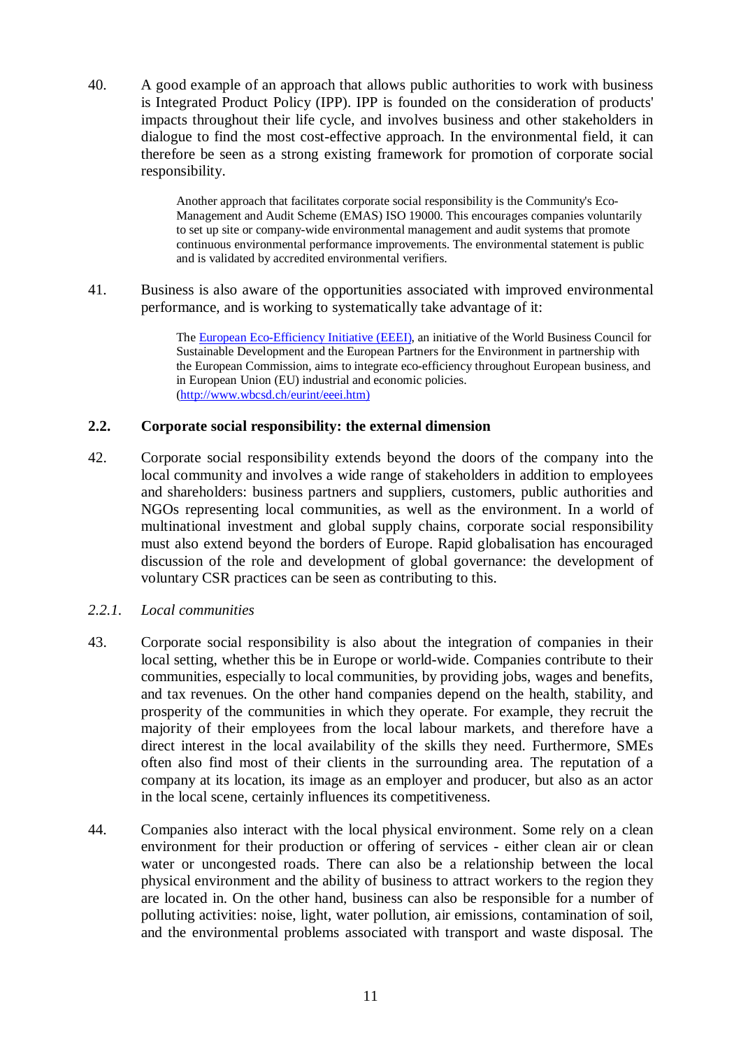40. A good example of an approach that allows public authorities to work with business is Integrated Product Policy (IPP). IPP is founded on the consideration of products' impacts throughout their life cycle, and involves business and other stakeholders in dialogue to find the most cost-effective approach. In the environmental field, it can therefore be seen as a strong existing framework for promotion of corporate social responsibility.

> Another approach that facilitates corporate social responsibility is the Community's Eco-Management and Audit Scheme (EMAS) ISO 19000. This encourages companies voluntarily to set up site or company-wide environmental management and audit systems that promote continuous environmental performance improvements. The environmental statement is public and is validated by accredited environmental verifiers.

41. Business is also aware of the opportunities associated with improved environmental performance, and is working to systematically take advantage of it:

> The [European Eco-Efficiency Initiative (EEEI)](http://www.wbcsd.ch/eurint/eeei.htm), an initiative of the World Business Council for Sustainable Development and the European Partners for the Environment in partnership with the European Commission, aims to integrate eco-efficiency throughout European business, and in European Union (EU) industrial and economic policies. ([http://www.wbcsd.ch/eurint/eeei.htm)](http://www.wbcsd.ch/eurint/eeei.htm)

### 2.2. Corporate social responsibility: the external dimension

42. Corporate social responsibility extends beyond the doors of the company into the local community and involves a wide range of stakeholders in addition to employees and shareholders: business partners and suppliers, customers, public authorities and NGOs representing local communities, as well as the environment. In a world of multinational investment and global supply chains, corporate social responsibility must also extend beyond the borders of Europe. Rapid globalisation has encouraged discussion of the role and development of global governance: the development of voluntary CSR practices can be seen as contributing to this.

#### *2.2.1. Local communities*

43. Corporate social responsibility is also about the integration of companies in their local setting, whether this be in Europe or world-wide. Companies contribute to their communities, especially to local communities, by providing jobs, wages and benefits, and tax revenues. On the other hand companies depend on the health, stability, and prosperity of the communities in which they operate. For example, they recruit the majority of their employees from the local labour markets, and therefore have a direct interest in the local availability of the skills they need. Furthermore, SMEs often also find most of their clients in the surrounding area. The reputation of a company at its location, its image as an employer and producer, but also as an actor in the local scene, certainly influences its competitiveness.

44. Companies also interact with the local physical environment. Some rely on a clean environment for their production or offering of services - either clean air or clean water or uncongested roads. There can also be a relationship between the local physical environment and the ability of business to attract workers to the region they are located in. On the other hand, business can also be responsible for a number of polluting activities: noise, light, water pollution, air emissions, contamination of soil, and the environmental problems associated with transport and waste disposal. The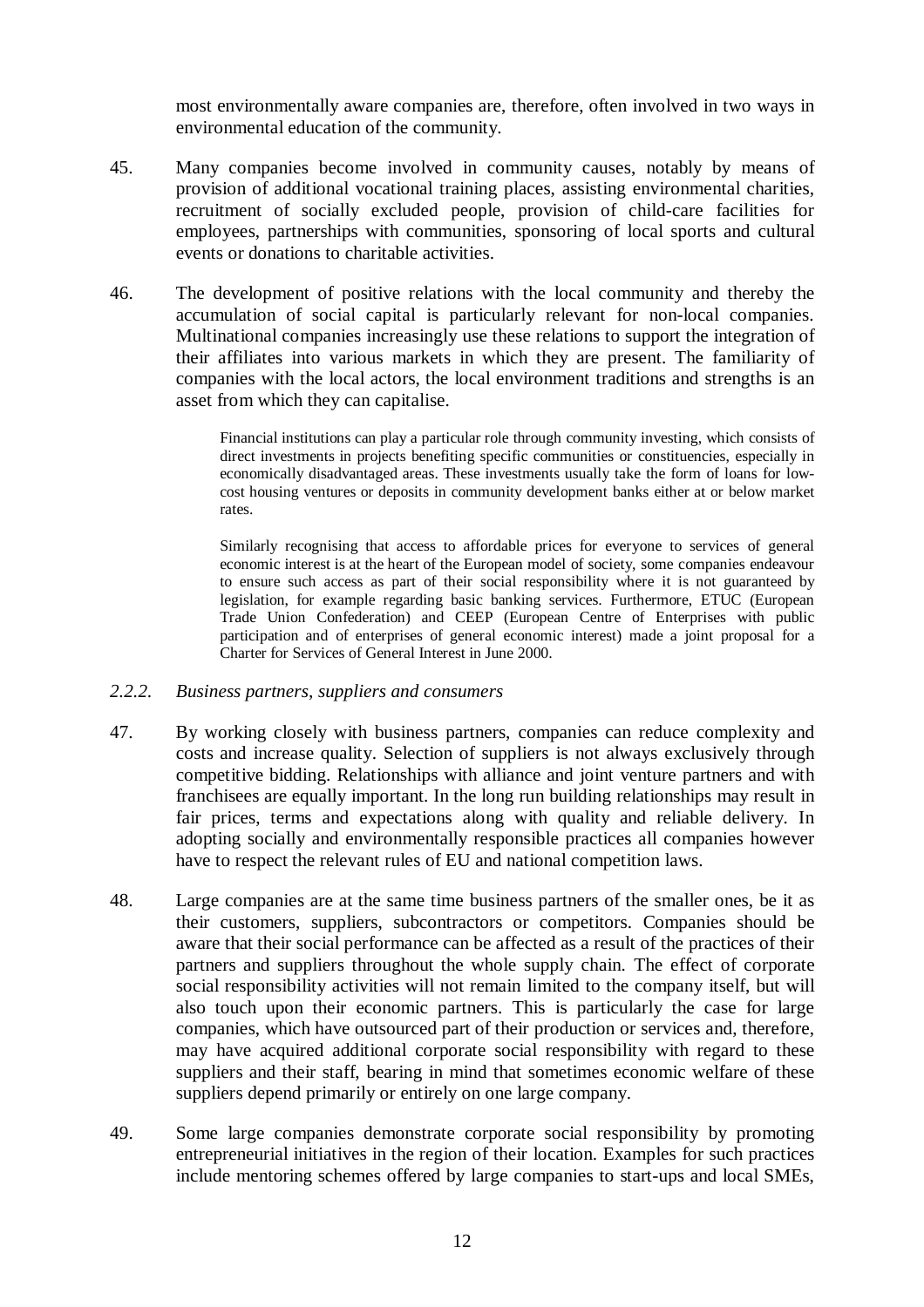most environmentally aware companies are, therefore, often involved in two ways in environmental education of the community.

45. Many companies become involved in community causes, notably by means of provision of additional vocational training places, assisting environmental charities, recruitment of socially excluded people, provision of child-care facilities for employees, partnerships with communities, sponsoring of local sports and cultural events or donations to charitable activities.

46. The development of positive relations with the local community and thereby the accumulation of social capital is particularly relevant for non-local companies. Multinational companies increasingly use these relations to support the integration of their affiliates into various markets in which they are present. The familiarity of companies with the local actors, the local environment traditions and strengths is an asset from which they can capitalise.

> Financial institutions can play a particular role through community investing, which consists of direct investments in projects benefiting specific communities or constituencies, especially in economically disadvantaged areas. These investments usually take the form of loans for low-cost housing ventures or deposits in community development banks either at or below market rates.
>
> Similarly recognising that access to affordable prices for everyone to services of general economic interest is at the heart of the European model of society, some companies endeavour to ensure such access as part of their social responsibility where it is not guaranteed by legislation, for example regarding basic banking services. Furthermore, ETUC (European Trade Union Confederation) and CEEP (European Centre of Enterprises with public participation and of enterprises of general economic interest) made a joint proposal for a Charter for Services of General Interest in June 2000.

### *2.2.2. Business partners, suppliers and consumers*

47. By working closely with business partners, companies can reduce complexity and costs and increase quality. Selection of suppliers is not always exclusively through competitive bidding. Relationships with alliance and joint venture partners and with franchisees are equally important. In the long run building relationships may result in fair prices, terms and expectations along with quality and reliable delivery. In adopting socially and environmentally responsible practices all companies however have to respect the relevant rules of EU and national competition laws.

48. Large companies are at the same time business partners of the smaller ones, be it as their customers, suppliers, subcontractors or competitors. Companies should be aware that their social performance can be affected as a result of the practices of their partners and suppliers throughout the whole supply chain. The effect of corporate social responsibility activities will not remain limited to the company itself, but will also touch upon their economic partners. This is particularly the case for large companies, which have outsourced part of their production or services and, therefore, may have acquired additional corporate social responsibility with regard to these suppliers and their staff, bearing in mind that sometimes economic welfare of these suppliers depend primarily or entirely on one large company.

49. Some large companies demonstrate corporate social responsibility by promoting entrepreneurial initiatives in the region of their location. Examples for such practices include mentoring schemes offered by large companies to start-ups and local SMEs,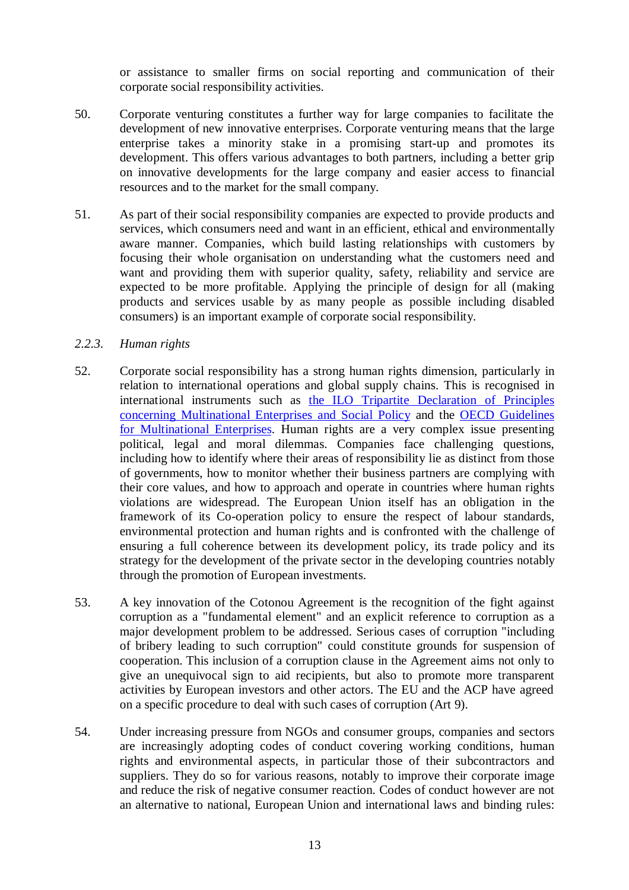or assistance to smaller firms on social reporting and communication of their corporate social responsibility activities.

50. Corporate venturing constitutes a further way for large companies to facilitate the development of new innovative enterprises. Corporate venturing means that the large enterprise takes a minority stake in a promising start-up and promotes its development. This offers various advantages to both partners, including a better grip on innovative developments for the large company and easier access to financial resources and to the market for the small company.

51. As part of their social responsibility companies are expected to provide products and services, which consumers need and want in an efficient, ethical and environmentally aware manner. Companies, which build lasting relationships with customers by focusing their whole organisation on understanding what the customers need and want and providing them with superior quality, safety, reliability and service are expected to be more profitable. Applying the principle of design for all (making products and services usable by as many people as possible including disabled consumers) is an important example of corporate social responsibility.

### *2.2.3. Human rights*

52. Corporate social responsibility has a strong human rights dimension, particularly in relation to international operations and global supply chains. This is recognised in international instruments such as the ILO Tripartite Declaration of Principles concerning Multinational Enterprises and Social Policy and the OECD Guidelines for Multinational Enterprises. Human rights are a very complex issue presenting political, legal and moral dilemmas. Companies face challenging questions, including how to identify where their areas of responsibility lie as distinct from those of governments, how to monitor whether their business partners are complying with their core values, and how to approach and operate in countries where human rights violations are widespread. The European Union itself has an obligation in the framework of its Co-operation policy to ensure the respect of labour standards, environmental protection and human rights and is confronted with the challenge of ensuring a full coherence between its development policy, its trade policy and its strategy for the development of the private sector in the developing countries notably through the promotion of European investments.

53. A key innovation of the Cotonou Agreement is the recognition of the fight against corruption as a "fundamental element" and an explicit reference to corruption as a major development problem to be addressed. Serious cases of corruption "including of bribery leading to such corruption" could constitute grounds for suspension of cooperation. This inclusion of a corruption clause in the Agreement aims not only to give an unequivocal sign to aid recipients, but also to promote more transparent activities by European investors and other actors. The EU and the ACP have agreed on a specific procedure to deal with such cases of corruption (Art 9).

54. Under increasing pressure from NGOs and consumer groups, companies and sectors are increasingly adopting codes of conduct covering working conditions, human rights and environmental aspects, in particular those of their subcontractors and suppliers. They do so for various reasons, notably to improve their corporate image and reduce the risk of negative consumer reaction. Codes of conduct however are not an alternative to national, European Union and international laws and binding rules: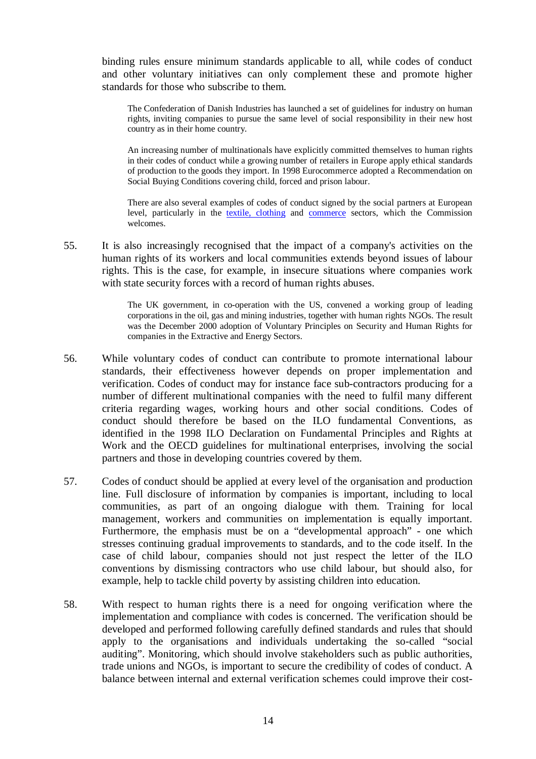binding rules ensure minimum standards applicable to all, while codes of conduct and other voluntary initiatives can only complement these and promote higher standards for those who subscribe to them.

> The Confederation of Danish Industries has launched a set of guidelines for industry on human rights, inviting companies to pursue the same level of social responsibility in their new host country as in their home country.
>
> An increasing number of multinationals have explicitly committed themselves to human rights in their codes of conduct while a growing number of retailers in Europe apply ethical standards of production to the goods they import. In 1998 Eurocommerce adopted a Recommendation on Social Buying Conditions covering child, forced and prison labour.
>
> There are also several examples of codes of conduct signed by the social partners at European level, particularly in the textile, clothing and commerce sectors, which the Commission welcomes.

55. It is also increasingly recognised that the impact of a company's activities on the human rights of its workers and local communities extends beyond issues of labour rights. This is the case, for example, in insecure situations where companies work with state security forces with a record of human rights abuses.

> The UK government, in co-operation with the US, convened a working group of leading corporations in the oil, gas and mining industries, together with human rights NGOs. The result was the December 2000 adoption of Voluntary Principles on Security and Human Rights for companies in the Extractive and Energy Sectors.

56. While voluntary codes of conduct can contribute to promote international labour standards, their effectiveness however depends on proper implementation and verification. Codes of conduct may for instance face sub-contractors producing for a number of different multinational companies with the need to fulfil many different criteria regarding wages, working hours and other social conditions. Codes of conduct should therefore be based on the ILO fundamental Conventions, as identified in the 1998 ILO Declaration on Fundamental Principles and Rights at Work and the OECD guidelines for multinational enterprises, involving the social partners and those in developing countries covered by them.

57. Codes of conduct should be applied at every level of the organisation and production line. Full disclosure of information by companies is important, including to local communities, as part of an ongoing dialogue with them. Training for local management, workers and communities on implementation is equally important. Furthermore, the emphasis must be on a "developmental approach" - one which stresses continuing gradual improvements to standards, and to the code itself. In the case of child labour, companies should not just respect the letter of the ILO conventions by dismissing contractors who use child labour, but should also, for example, help to tackle child poverty by assisting children into education.

58. With respect to human rights there is a need for ongoing verification where the implementation and compliance with codes is concerned. The verification should be developed and performed following carefully defined standards and rules that should apply to the organisations and individuals undertaking the so-called "social auditing". Monitoring, which should involve stakeholders such as public authorities, trade unions and NGOs, is important to secure the credibility of codes of conduct. A balance between internal and external verification schemes could improve their cost-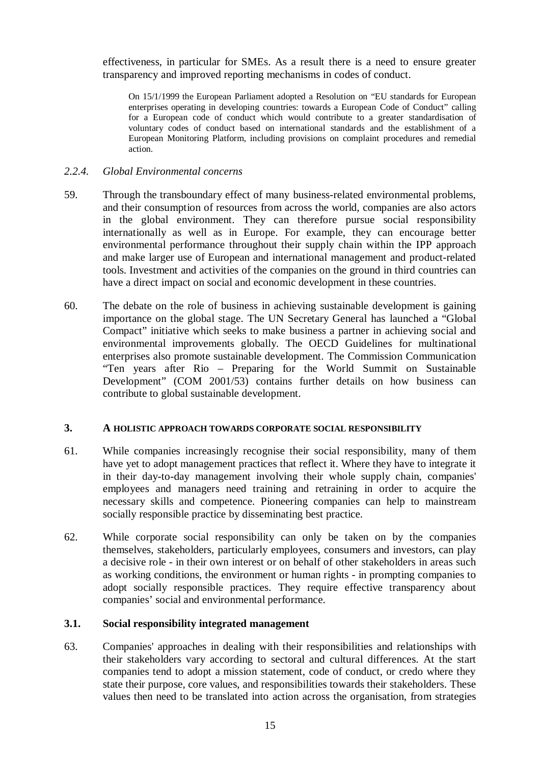effectiveness, in particular for SMEs. As a result there is a need to ensure greater transparency and improved reporting mechanisms in codes of conduct.

> On 15/1/1999 the European Parliament adopted a Resolution on "EU standards for European enterprises operating in developing countries: towards a European Code of Conduct" calling for a European code of conduct which would contribute to a greater standardisation of voluntary codes of conduct based on international standards and the establishment of a European Monitoring Platform, including provisions on complaint procedures and remedial action.

#### *2.2.4. Global Environmental concerns*

59. Through the transboundary effect of many business-related environmental problems, and their consumption of resources from across the world, companies are also actors in the global environment. They can therefore pursue social responsibility internationally as well as in Europe. For example, they can encourage better environmental performance throughout their supply chain within the IPP approach and make larger use of European and international management and product-related tools. Investment and activities of the companies on the ground in third countries can have a direct impact on social and economic development in these countries.

60. The debate on the role of business in achieving sustainable development is gaining importance on the global stage. The UN Secretary General has launched a "Global Compact" initiative which seeks to make business a partner in achieving social and environmental improvements globally. The OECD Guidelines for multinational enterprises also promote sustainable development. The Commission Communication "Ten years after Rio – Preparing for the World Summit on Sustainable Development" (COM 2001/53) contains further details on how business can contribute to global sustainable development.

## 3. A HOLISTIC APPROACH TOWARDS CORPORATE SOCIAL RESPONSIBILITY

61. While companies increasingly recognise their social responsibility, many of them have yet to adopt management practices that reflect it. Where they have to integrate it in their day-to-day management involving their whole supply chain, companies' employees and managers need training and retraining in order to acquire the necessary skills and competence. Pioneering companies can help to mainstream socially responsible practice by disseminating best practice.

62. While corporate social responsibility can only be taken on by the companies themselves, stakeholders, particularly employees, consumers and investors, can play a decisive role - in their own interest or on behalf of other stakeholders in areas such as working conditions, the environment or human rights - in prompting companies to adopt socially responsible practices. They require effective transparency about companies' social and environmental performance.

### 3.1. Social responsibility integrated management

63. Companies' approaches in dealing with their responsibilities and relationships with their stakeholders vary according to sectoral and cultural differences. At the start companies tend to adopt a mission statement, code of conduct, or credo where they state their purpose, core values, and responsibilities towards their stakeholders. These values then need to be translated into action across the organisation, from strategies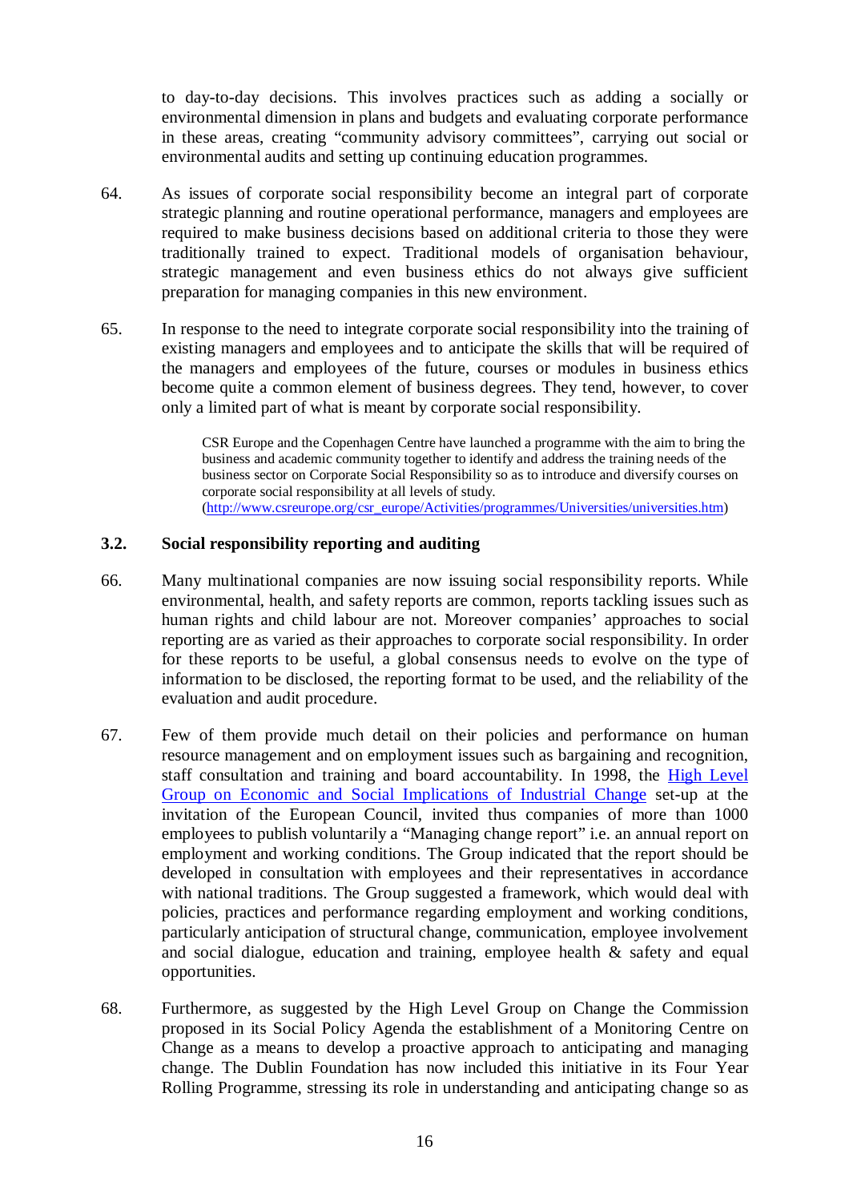to day-to-day decisions. This involves practices such as adding a socially or environmental dimension in plans and budgets and evaluating corporate performance in these areas, creating "community advisory committees", carrying out social or environmental audits and setting up continuing education programmes.

64. As issues of corporate social responsibility become an integral part of corporate strategic planning and routine operational performance, managers and employees are required to make business decisions based on additional criteria to those they were traditionally trained to expect. Traditional models of organisation behaviour, strategic management and even business ethics do not always give sufficient preparation for managing companies in this new environment.

65. In response to the need to integrate corporate social responsibility into the training of existing managers and employees and to anticipate the skills that will be required of the managers and employees of the future, courses or modules in business ethics become quite a common element of business degrees. They tend, however, to cover only a limited part of what is meant by corporate social responsibility.

> CSR Europe and the Copenhagen Centre have launched a programme with the aim to bring the business and academic community together to identify and address the training needs of the business sector on Corporate Social Responsibility so as to introduce and diversify courses on corporate social responsibility at all levels of study. (http://www.csreurope.org/csr_europe/Activities/programmes/Universities/universities.htm)

### 3.2. Social responsibility reporting and auditing

66. Many multinational companies are now issuing social responsibility reports. While environmental, health, and safety reports are common, reports tackling issues such as human rights and child labour are not. Moreover companies' approaches to social reporting are as varied as their approaches to corporate social responsibility. In order for these reports to be useful, a global consensus needs to evolve on the type of information to be disclosed, the reporting format to be used, and the reliability of the evaluation and audit procedure.

67. Few of them provide much detail on their policies and performance on human resource management and on employment issues such as bargaining and recognition, staff consultation and training and board accountability. In 1998, the High Level Group on Economic and Social Implications of Industrial Change set-up at the invitation of the European Council, invited thus companies of more than 1000 employees to publish voluntarily a "Managing change report" i.e. an annual report on employment and working conditions. The Group indicated that the report should be developed in consultation with employees and their representatives in accordance with national traditions. The Group suggested a framework, which would deal with policies, practices and performance regarding employment and working conditions, particularly anticipation of structural change, communication, employee involvement and social dialogue, education and training, employee health & safety and equal opportunities.

68. Furthermore, as suggested by the High Level Group on Change the Commission proposed in its Social Policy Agenda the establishment of a Monitoring Centre on Change as a means to develop a proactive approach to anticipating and managing change. The Dublin Foundation has now included this initiative in its Four Year Rolling Programme, stressing its role in understanding and anticipating change so as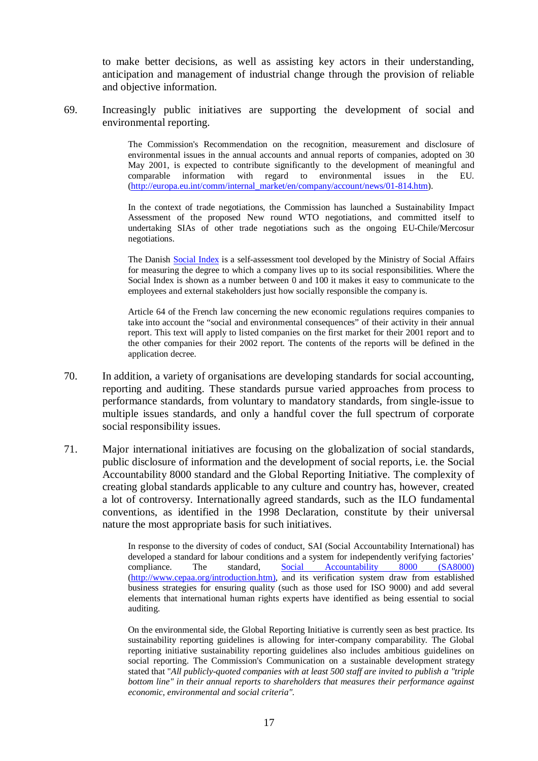to make better decisions, as well as assisting key actors in their understanding, anticipation and management of industrial change through the provision of reliable and objective information.

69. Increasingly public initiatives are supporting the development of social and environmental reporting.

> The Commission's Recommendation on the recognition, measurement and disclosure of environmental issues in the annual accounts and annual reports of companies, adopted on 30 May 2001, is expected to contribute significantly to the development of meaningful and comparable information with regard to environmental issues in the EU. ([http://europa.eu.int/comm/internal_market/en/company/account/news/01-814.htm](http://europa.eu.int/comm/internal_market/en/company/account/news/01-814.htm)).
>
> In the context of trade negotiations, the Commission has launched a Sustainability Impact Assessment of the proposed New round WTO negotiations, and committed itself to undertaking SIAs of other trade negotiations such as the ongoing EU-Chile/Mercosur negotiations.
>
> The Danish Social Index is a self-assessment tool developed by the Ministry of Social Affairs for measuring the degree to which a company lives up to its social responsibilities. Where the Social Index is shown as a number between 0 and 100 it makes it easy to communicate to the employees and external stakeholders just how socially responsible the company is.
>
> Article 64 of the French law concerning the new economic regulations requires companies to take into account the "social and environmental consequences" of their activity in their annual report. This text will apply to listed companies on the first market for their 2001 report and to the other companies for their 2002 report. The contents of the reports will be defined in the application decree.

70. In addition, a variety of organisations are developing standards for social accounting, reporting and auditing. These standards pursue varied approaches from process to performance standards, from voluntary to mandatory standards, from single-issue to multiple issues standards, and only a handful cover the full spectrum of corporate social responsibility issues.

71. Major international initiatives are focusing on the globalization of social standards, public disclosure of information and the development of social reports, i.e. the Social Accountability 8000 standard and the Global Reporting Initiative. The complexity of creating global standards applicable to any culture and country has, however, created a lot of controversy. Internationally agreed standards, such as the ILO fundamental conventions, as identified in the 1998 Declaration, constitute by their universal nature the most appropriate basis for such initiatives.

> In response to the diversity of codes of conduct, SAI (Social Accountability International) has developed a standard for labour conditions and a system for independently verifying factories' compliance. The standard, Social Accountability 8000 (SA8000) ([http://www.cepaa.org/introduction.htm](http://www.cepaa.org/introduction.htm)), and its verification system draw from established business strategies for ensuring quality (such as those used for ISO 9000) and add several elements that international human rights experts have identified as being essential to social auditing.
>
> On the environmental side, the Global Reporting Initiative is currently seen as best practice. Its sustainability reporting guidelines is allowing for inter-company comparability. The Global reporting initiative sustainability reporting guidelines also includes ambitious guidelines on social reporting. The Commission's Communication on a sustainable development strategy stated that "*All publicly-quoted companies with at least 500 staff are invited to publish a "triple bottom line" in their annual reports to shareholders that measures their performance against economic, environmental and social criteria"*.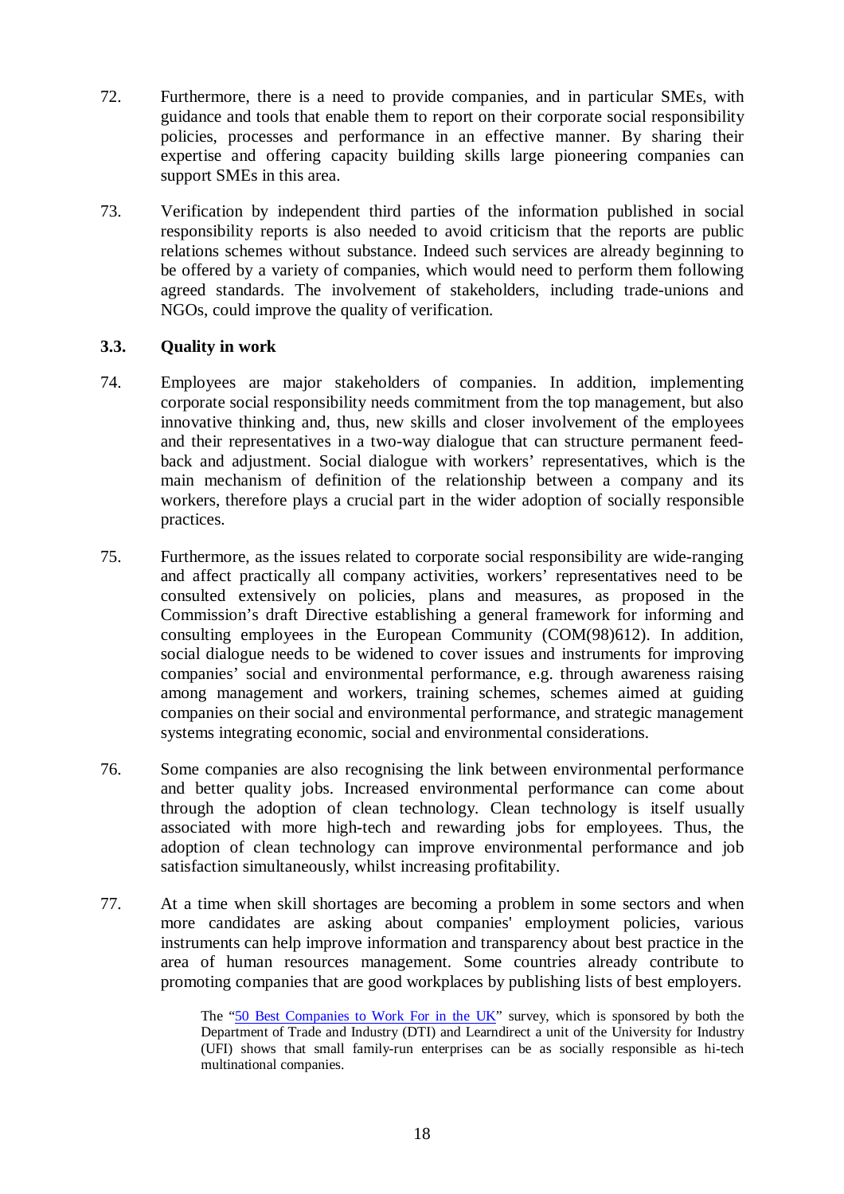72. Furthermore, there is a need to provide companies, and in particular SMEs, with guidance and tools that enable them to report on their corporate social responsibility policies, processes and performance in an effective manner. By sharing their expertise and offering capacity building skills large pioneering companies can support SMEs in this area.

73. Verification by independent third parties of the information published in social responsibility reports is also needed to avoid criticism that the reports are public relations schemes without substance. Indeed such services are already beginning to be offered by a variety of companies, which would need to perform them following agreed standards. The involvement of stakeholders, including trade-unions and NGOs, could improve the quality of verification.

### 3.3. Quality in work

74. Employees are major stakeholders of companies. In addition, implementing corporate social responsibility needs commitment from the top management, but also innovative thinking and, thus, new skills and closer involvement of the employees and their representatives in a two-way dialogue that can structure permanent feed-back and adjustment. Social dialogue with workers' representatives, which is the main mechanism of definition of the relationship between a company and its workers, therefore plays a crucial part in the wider adoption of socially responsible practices.

75. Furthermore, as the issues related to corporate social responsibility are wide-ranging and affect practically all company activities, workers' representatives need to be consulted extensively on policies, plans and measures, as proposed in the Commission's draft Directive establishing a general framework for informing and consulting employees in the European Community (COM(98)612). In addition, social dialogue needs to be widened to cover issues and instruments for improving companies' social and environmental performance, e.g. through awareness raising among management and workers, training schemes, schemes aimed at guiding companies on their social and environmental performance, and strategic management systems integrating economic, social and environmental considerations.

76. Some companies are also recognising the link between environmental performance and better quality jobs. Increased environmental performance can come about through the adoption of clean technology. Clean technology is itself usually associated with more high-tech and rewarding jobs for employees. Thus, the adoption of clean technology can improve environmental performance and job satisfaction simultaneously, whilst increasing profitability.

77. At a time when skill shortages are becoming a problem in some sectors and when more candidates are asking about companies' employment policies, various instruments can help improve information and transparency about best practice in the area of human resources management. Some countries already contribute to promoting companies that are good workplaces by publishing lists of best employers.

> The "50 Best Companies to Work For in the UK" survey, which is sponsored by both the Department of Trade and Industry (DTI) and Learndirect a unit of the University for Industry (UFI) shows that small family-run enterprises can be as socially responsible as hi-tech multinational companies.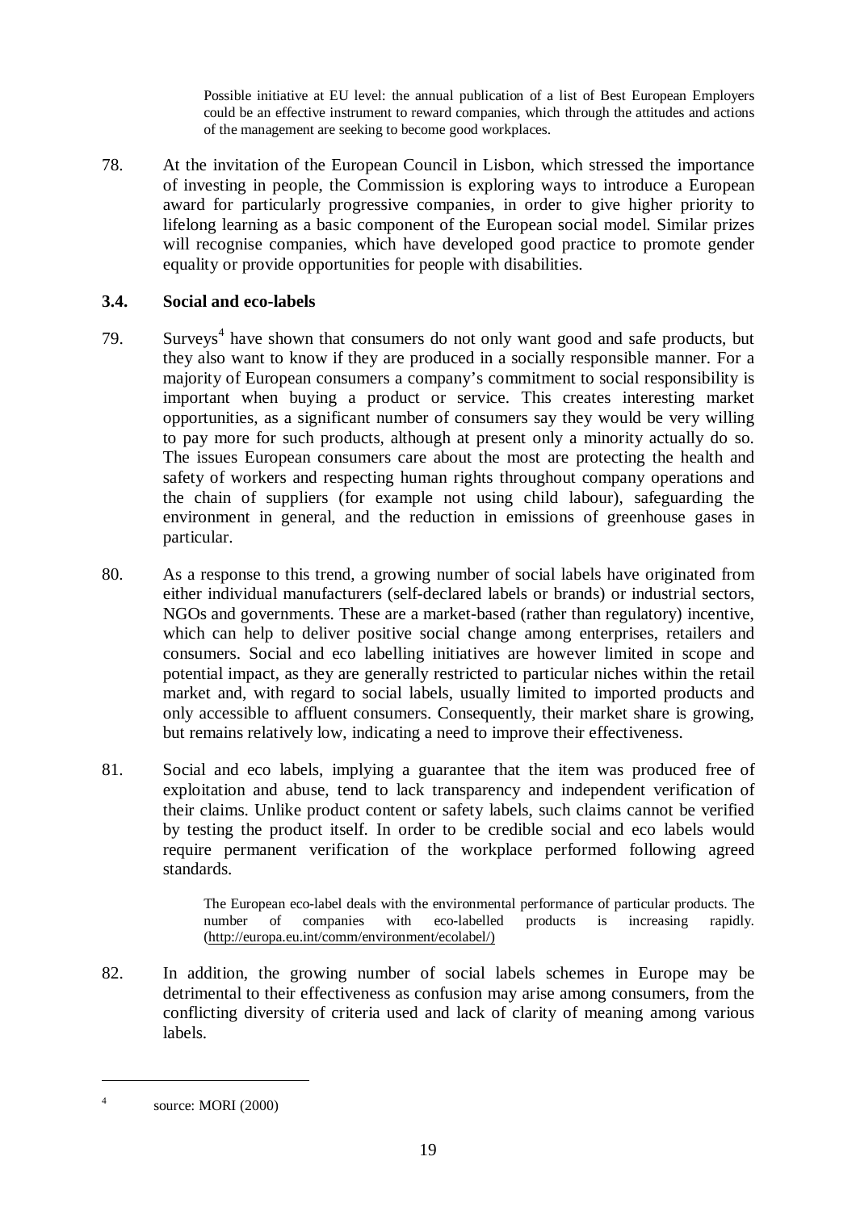> Possible initiative at EU level: the annual publication of a list of Best European Employers could be an effective instrument to reward companies, which through the attitudes and actions of the management are seeking to become good workplaces.

78. At the invitation of the European Council in Lisbon, which stressed the importance of investing in people, the Commission is exploring ways to introduce a European award for particularly progressive companies, in order to give higher priority to lifelong learning as a basic component of the European social model. Similar prizes will recognise companies, which have developed good practice to promote gender equality or provide opportunities for people with disabilities.

### 3.4. Social and eco-labels

79. Surveys[4] have shown that consumers do not only want good and safe products, but they also want to know if they are produced in a socially responsible manner. For a majority of European consumers a company's commitment to social responsibility is important when buying a product or service. This creates interesting market opportunities, as a significant number of consumers say they would be very willing to pay more for such products, although at present only a minority actually do so. The issues European consumers care about the most are protecting the health and safety of workers and respecting human rights throughout company operations and the chain of suppliers (for example not using child labour), safeguarding the environment in general, and the reduction in emissions of greenhouse gases in particular.

80. As a response to this trend, a growing number of social labels have originated from either individual manufacturers (self-declared labels or brands) or industrial sectors, NGOs and governments. These are a market-based (rather than regulatory) incentive, which can help to deliver positive social change among enterprises, retailers and consumers. Social and eco labelling initiatives are however limited in scope and potential impact, as they are generally restricted to particular niches within the retail market and, with regard to social labels, usually limited to imported products and only accessible to affluent consumers. Consequently, their market share is growing, but remains relatively low, indicating a need to improve their effectiveness.

81. Social and eco labels, implying a guarantee that the item was produced free of exploitation and abuse, tend to lack transparency and independent verification of their claims. Unlike product content or safety labels, such claims cannot be verified by testing the product itself. In order to be credible social and eco labels would require permanent verification of the workplace performed following agreed standards.

> The European eco-label deals with the environmental performance of particular products. The number of companies with eco-labelled products is increasing rapidly. (http://europa.eu.int/comm/environment/ecolabel/)

82. In addition, the growing number of social labels schemes in Europe may be detrimental to their effectiveness as confusion may arise among consumers, from the conflicting diversity of criteria used and lack of clarity of meaning among various labels.

---

[4] source: MORI (2000)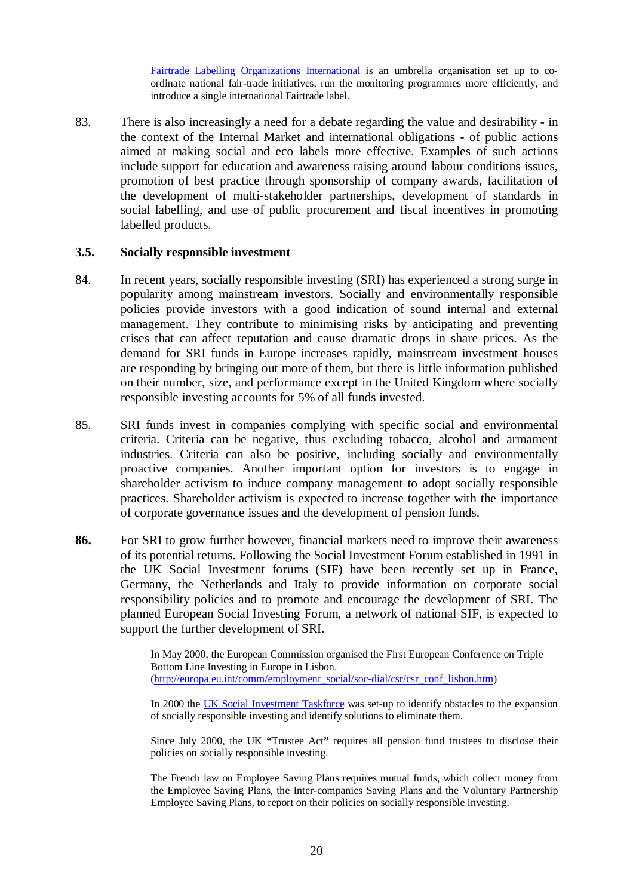[Fairtrade Labelling Organizations International](#) is an umbrella organisation set up to co-ordinate national fair-trade initiatives, run the monitoring programmes more efficiently, and introduce a single international Fairtrade label.

83. There is also increasingly a need for a debate regarding the value and desirability - in the context of the Internal Market and international obligations - of public actions aimed at making social and eco labels more effective. Examples of such actions include support for education and awareness raising around labour conditions issues, promotion of best practice through sponsorship of company awards, facilitation of the development of multi-stakeholder partnerships, development of standards in social labelling, and use of public procurement and fiscal incentives in promoting labelled products.

### 3.5. Socially responsible investment

84. In recent years, socially responsible investing (SRI) has experienced a strong surge in popularity among mainstream investors. Socially and environmentally responsible policies provide investors with a good indication of sound internal and external management. They contribute to minimising risks by anticipating and preventing crises that can affect reputation and cause dramatic drops in share prices. As the demand for SRI funds in Europe increases rapidly, mainstream investment houses are responding by bringing out more of them, but there is little information published on their number, size, and performance except in the United Kingdom where socially responsible investing accounts for 5% of all funds invested.

85. SRI funds invest in companies complying with specific social and environmental criteria. Criteria can be negative, thus excluding tobacco, alcohol and armament industries. Criteria can also be positive, including socially and environmentally proactive companies. Another important option for investors is to engage in shareholder activism to induce company management to adopt socially responsible practices. Shareholder activism is expected to increase together with the importance of corporate governance issues and the development of pension funds.

**86.** For SRI to grow further however, financial markets need to improve their awareness of its potential returns. Following the Social Investment Forum established in 1991 in the UK Social Investment forums (SIF) have been recently set up in France, Germany, the Netherlands and Italy to provide information on corporate social responsibility policies and to promote and encourage the development of SRI. The planned European Social Investing Forum, a network of national SIF, is expected to support the further development of SRI.

In May 2000, the European Commission organised the First European Conference on Triple Bottom Line Investing in Europe in Lisbon. (http://europa.eu.int/comm/employment_social/soc-dial/csr/csr_conf_lisbon.htm)

In 2000 the [UK Social Investment Taskforce](#) was set-up to identify obstacles to the expansion of socially responsible investing and identify solutions to eliminate them.

Since July 2000, the UK **"**Trustee Act**"** requires all pension fund trustees to disclose their policies on socially responsible investing.

The French law on Employee Saving Plans requires mutual funds, which collect money from the Employee Saving Plans, the Inter-companies Saving Plans and the Voluntary Partnership Employee Saving Plans, to report on their policies on socially responsible investing.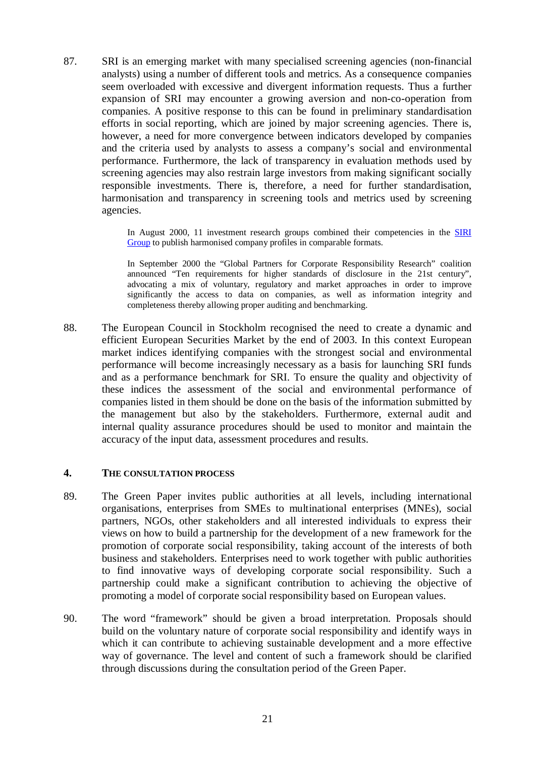87. SRI is an emerging market with many specialised screening agencies (non-financial analysts) using a number of different tools and metrics. As a consequence companies seem overloaded with excessive and divergent information requests. Thus a further expansion of SRI may encounter a growing aversion and non-co-operation from companies. A positive response to this can be found in preliminary standardisation efforts in social reporting, which are joined by major screening agencies. There is, however, a need for more convergence between indicators developed by companies and the criteria used by analysts to assess a company's social and environmental performance. Furthermore, the lack of transparency in evaluation methods used by screening agencies may also restrain large investors from making significant socially responsible investments. There is, therefore, a need for further standardisation, harmonisation and transparency in screening tools and metrics used by screening agencies.

> In August 2000, 11 investment research groups combined their competencies in the SIRI Group to publish harmonised company profiles in comparable formats.
>
> In September 2000 the "Global Partners for Corporate Responsibility Research" coalition announced "Ten requirements for higher standards of disclosure in the 21st century", advocating a mix of voluntary, regulatory and market approaches in order to improve significantly the access to data on companies, as well as information integrity and completeness thereby allowing proper auditing and benchmarking.

88. The European Council in Stockholm recognised the need to create a dynamic and efficient European Securities Market by the end of 2003. In this context European market indices identifying companies with the strongest social and environmental performance will become increasingly necessary as a basis for launching SRI funds and as a performance benchmark for SRI. To ensure the quality and objectivity of these indices the assessment of the social and environmental performance of companies listed in them should be done on the basis of the information submitted by the management but also by the stakeholders. Furthermore, external audit and internal quality assurance procedures should be used to monitor and maintain the accuracy of the input data, assessment procedures and results.

## 4. THE CONSULTATION PROCESS

89. The Green Paper invites public authorities at all levels, including international organisations, enterprises from SMEs to multinational enterprises (MNEs), social partners, NGOs, other stakeholders and all interested individuals to express their views on how to build a partnership for the development of a new framework for the promotion of corporate social responsibility, taking account of the interests of both business and stakeholders. Enterprises need to work together with public authorities to find innovative ways of developing corporate social responsibility. Such a partnership could make a significant contribution to achieving the objective of promoting a model of corporate social responsibility based on European values.

90. The word "framework" should be given a broad interpretation. Proposals should build on the voluntary nature of corporate social responsibility and identify ways in which it can contribute to achieving sustainable development and a more effective way of governance. The level and content of such a framework should be clarified through discussions during the consultation period of the Green Paper.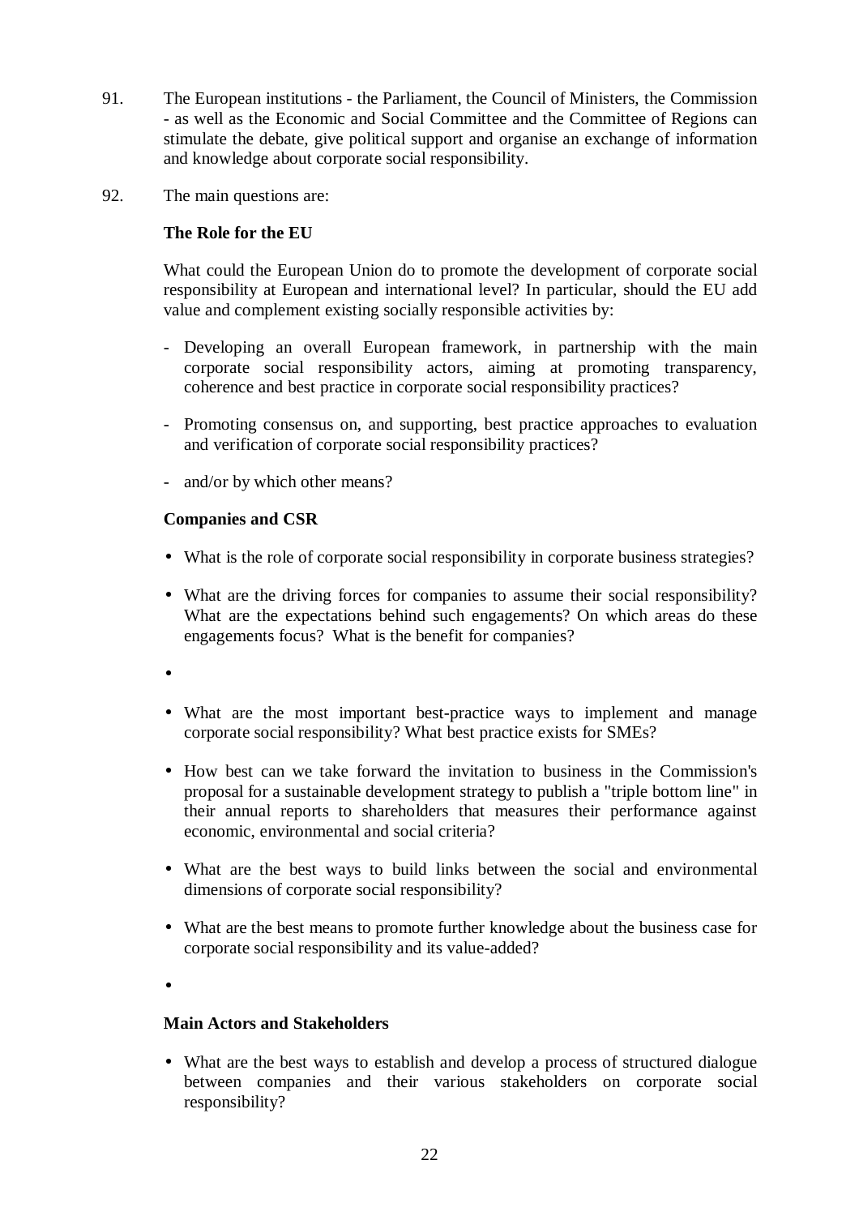91. The European institutions - the Parliament, the Council of Ministers, the Commission - as well as the Economic and Social Committee and the Committee of Regions can stimulate the debate, give political support and organise an exchange of information and knowledge about corporate social responsibility.

92. The main questions are:

**The Role for the EU**

What could the European Union do to promote the development of corporate social responsibility at European and international level? In particular, should the EU add value and complement existing socially responsible activities by:

- Developing an overall European framework, in partnership with the main corporate social responsibility actors, aiming at promoting transparency, coherence and best practice in corporate social responsibility practices?
- Promoting consensus on, and supporting, best practice approaches to evaluation and verification of corporate social responsibility practices?
- and/or by which other means?

**Companies and CSR**

- What is the role of corporate social responsibility in corporate business strategies?
- What are the driving forces for companies to assume their social responsibility? What are the expectations behind such engagements? On which areas do these engagements focus? What is the benefit for companies?
- 
- What are the most important best-practice ways to implement and manage corporate social responsibility? What best practice exists for SMEs?
- How best can we take forward the invitation to business in the Commission's proposal for a sustainable development strategy to publish a "triple bottom line" in their annual reports to shareholders that measures their performance against economic, environmental and social criteria?
- What are the best ways to build links between the social and environmental dimensions of corporate social responsibility?
- What are the best means to promote further knowledge about the business case for corporate social responsibility and its value-added?
- 

**Main Actors and Stakeholders**

- What are the best ways to establish and develop a process of structured dialogue between companies and their various stakeholders on corporate social responsibility?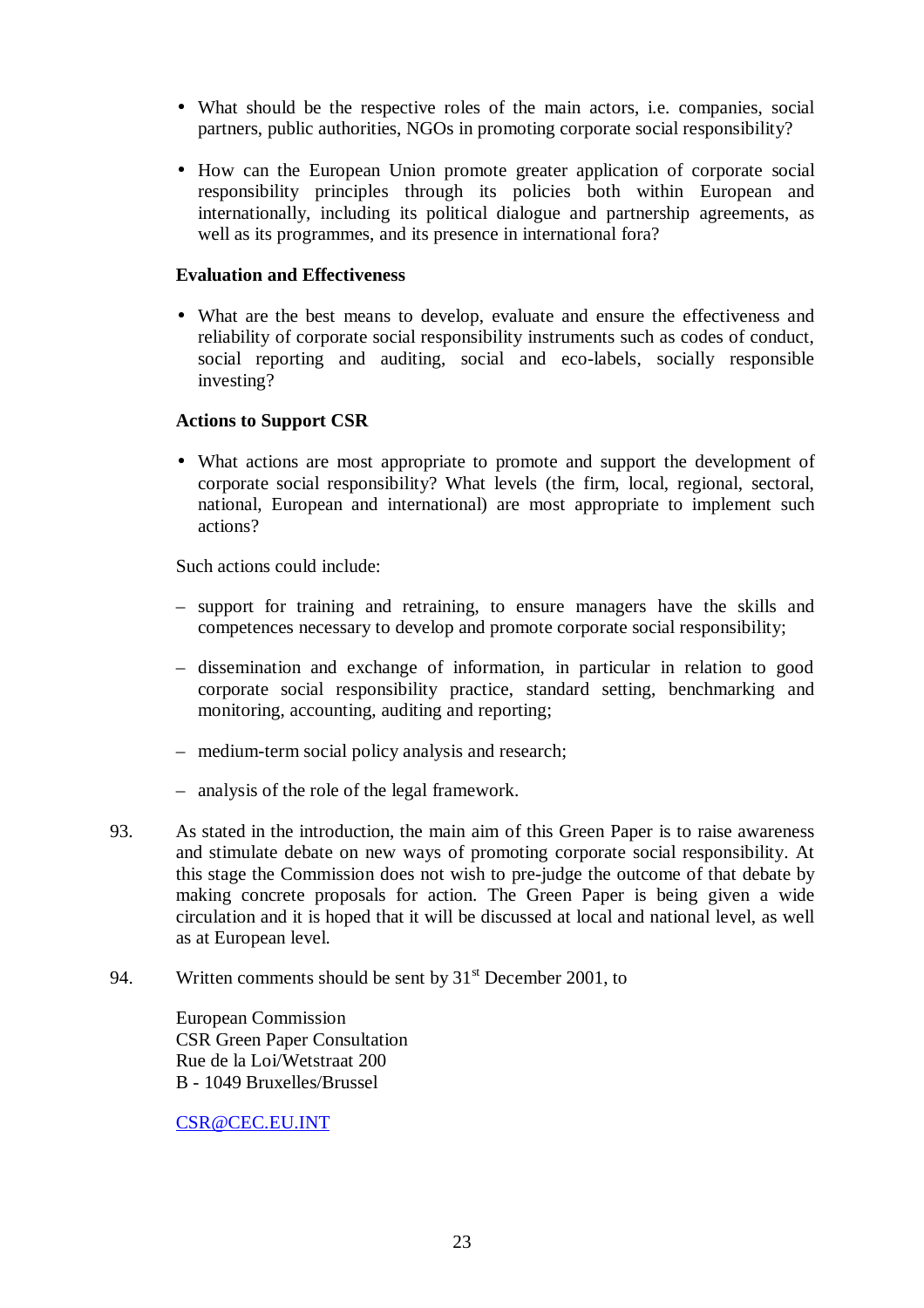- What should be the respective roles of the main actors, i.e. companies, social partners, public authorities, NGOs in promoting corporate social responsibility?

- How can the European Union promote greater application of corporate social responsibility principles through its policies both within European and internationally, including its political dialogue and partnership agreements, as well as its programmes, and its presence in international fora?

**Evaluation and Effectiveness**

- What are the best means to develop, evaluate and ensure the effectiveness and reliability of corporate social responsibility instruments such as codes of conduct, social reporting and auditing, social and eco-labels, socially responsible investing?

**Actions to Support CSR**

- What actions are most appropriate to promote and support the development of corporate social responsibility? What levels (the firm, local, regional, sectoral, national, European and international) are most appropriate to implement such actions?

Such actions could include:

– support for training and retraining, to ensure managers have the skills and competences necessary to develop and promote corporate social responsibility;

– dissemination and exchange of information, in particular in relation to good corporate social responsibility practice, standard setting, benchmarking and monitoring, accounting, auditing and reporting;

– medium-term social policy analysis and research;

– analysis of the role of the legal framework.

93. As stated in the introduction, the main aim of this Green Paper is to raise awareness and stimulate debate on new ways of promoting corporate social responsibility. At this stage the Commission does not wish to pre-judge the outcome of that debate by making concrete proposals for action. The Green Paper is being given a wide circulation and it is hoped that it will be discussed at local and national level, as well as at European level.

94. Written comments should be sent by 31st December 2001, to

European Commission
CSR Green Paper Consultation
Rue de la Loi/Wetstraat 200
B - 1049 Bruxelles/Brussel

CSR@CEC.EU.INT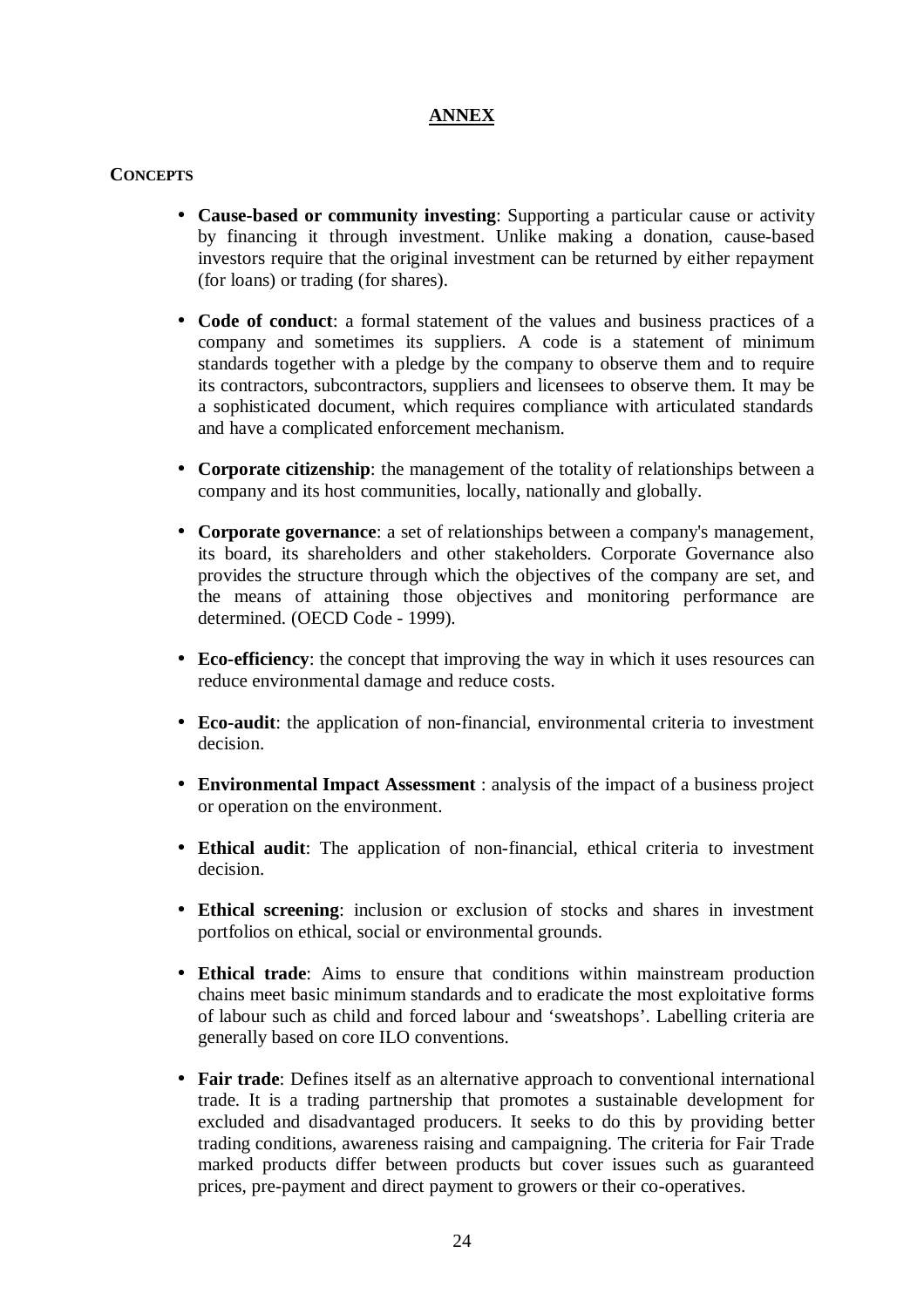# ANNEX

**CONCEPTS**

- **Cause-based or community investing**: Supporting a particular cause or activity by financing it through investment. Unlike making a donation, cause-based investors require that the original investment can be returned by either repayment (for loans) or trading (for shares).

- **Code of conduct**: a formal statement of the values and business practices of a company and sometimes its suppliers. A code is a statement of minimum standards together with a pledge by the company to observe them and to require its contractors, subcontractors, suppliers and licensees to observe them. It may be a sophisticated document, which requires compliance with articulated standards and have a complicated enforcement mechanism.

- **Corporate citizenship**: the management of the totality of relationships between a company and its host communities, locally, nationally and globally.

- **Corporate governance**: a set of relationships between a company's management, its board, its shareholders and other stakeholders. Corporate Governance also provides the structure through which the objectives of the company are set, and the means of attaining those objectives and monitoring performance are determined. (OECD Code - 1999).

- **Eco-efficiency**: the concept that improving the way in which it uses resources can reduce environmental damage and reduce costs.

- **Eco-audit**: the application of non-financial, environmental criteria to investment decision.

- **Environmental Impact Assessment** : analysis of the impact of a business project or operation on the environment.

- **Ethical audit**: The application of non-financial, ethical criteria to investment decision.

- **Ethical screening**: inclusion or exclusion of stocks and shares in investment portfolios on ethical, social or environmental grounds.

- **Ethical trade**: Aims to ensure that conditions within mainstream production chains meet basic minimum standards and to eradicate the most exploitative forms of labour such as child and forced labour and 'sweatshops'. Labelling criteria are generally based on core ILO conventions.

- **Fair trade**: Defines itself as an alternative approach to conventional international trade. It is a trading partnership that promotes a sustainable development for excluded and disadvantaged producers. It seeks to do this by providing better trading conditions, awareness raising and campaigning. The criteria for Fair Trade marked products differ between products but cover issues such as guaranteed prices, pre-payment and direct payment to growers or their co-operatives.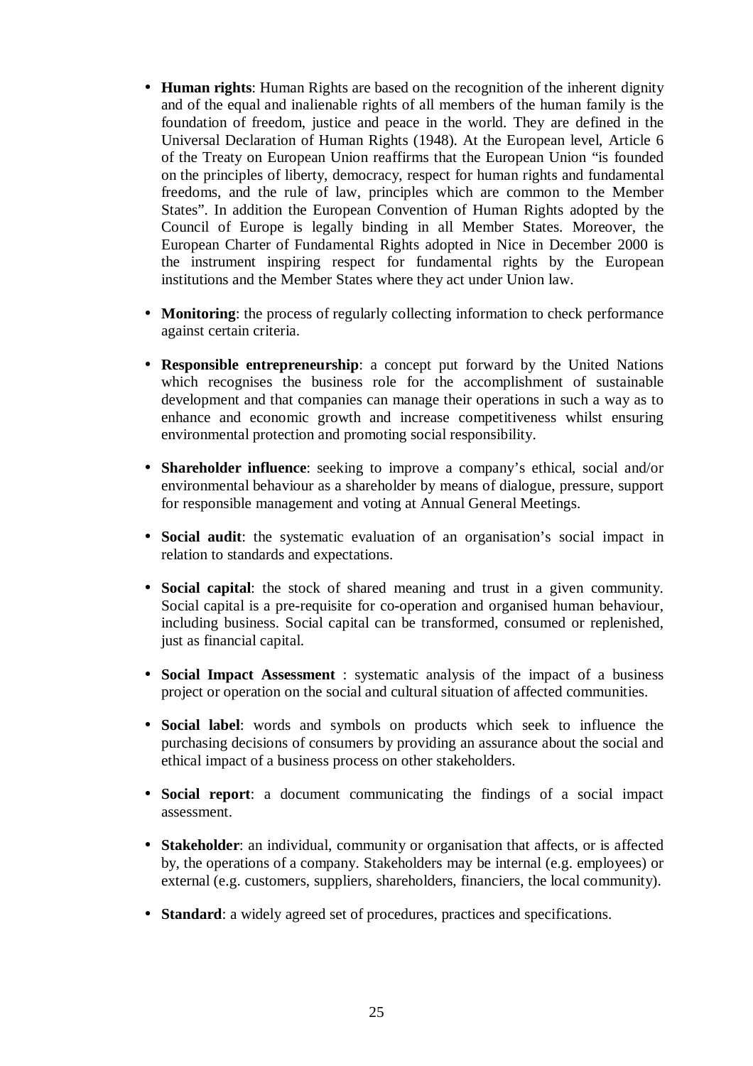- **Human rights**: Human Rights are based on the recognition of the inherent dignity and of the equal and inalienable rights of all members of the human family is the foundation of freedom, justice and peace in the world. They are defined in the Universal Declaration of Human Rights (1948). At the European level, Article 6 of the Treaty on European Union reaffirms that the European Union "is founded on the principles of liberty, democracy, respect for human rights and fundamental freedoms, and the rule of law, principles which are common to the Member States". In addition the European Convention of Human Rights adopted by the Council of Europe is legally binding in all Member States. Moreover, the European Charter of Fundamental Rights adopted in Nice in December 2000 is the instrument inspiring respect for fundamental rights by the European institutions and the Member States where they act under Union law.

- **Monitoring**: the process of regularly collecting information to check performance against certain criteria.

- **Responsible entrepreneurship**: a concept put forward by the United Nations which recognises the business role for the accomplishment of sustainable development and that companies can manage their operations in such a way as to enhance and economic growth and increase competitiveness whilst ensuring environmental protection and promoting social responsibility.

- **Shareholder influence**: seeking to improve a company's ethical, social and/or environmental behaviour as a shareholder by means of dialogue, pressure, support for responsible management and voting at Annual General Meetings.

- **Social audit**: the systematic evaluation of an organisation's social impact in relation to standards and expectations.

- **Social capital**: the stock of shared meaning and trust in a given community. Social capital is a pre-requisite for co-operation and organised human behaviour, including business. Social capital can be transformed, consumed or replenished, just as financial capital.

- **Social Impact Assessment** : systematic analysis of the impact of a business project or operation on the social and cultural situation of affected communities.

- **Social label**: words and symbols on products which seek to influence the purchasing decisions of consumers by providing an assurance about the social and ethical impact of a business process on other stakeholders.

- **Social report**: a document communicating the findings of a social impact assessment.

- **Stakeholder**: an individual, community or organisation that affects, or is affected by, the operations of a company. Stakeholders may be internal (e.g. employees) or external (e.g. customers, suppliers, shareholders, financiers, the local community).

- **Standard**: a widely agreed set of procedures, practices and specifications.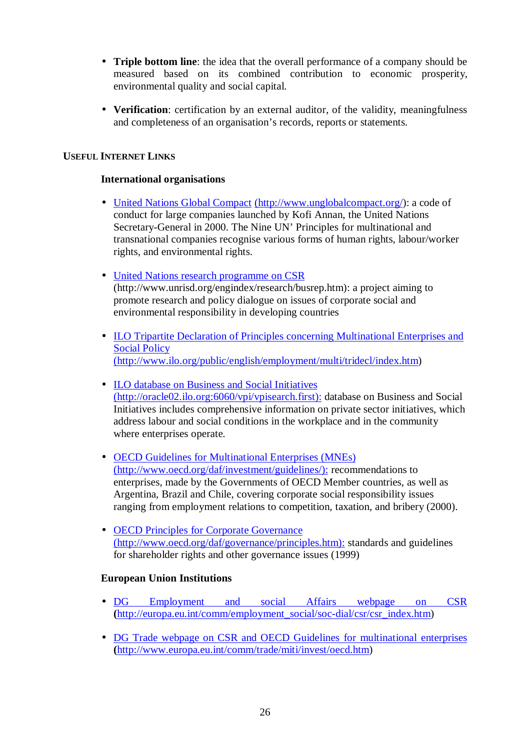- **Triple bottom line**: the idea that the overall performance of a company should be measured based on its combined contribution to economic prosperity, environmental quality and social capital.

- **Verification**: certification by an external auditor, of the validity, meaningfulness and completeness of an organisation's records, reports or statements.

## USEFUL INTERNET LINKS

### International organisations

- United Nations Global Compact (http://www.unglobalcompact.org/): a code of conduct for large companies launched by Kofi Annan, the United Nations Secretary-General in 2000. The Nine UN' Principles for multinational and transnational companies recognise various forms of human rights, labour/worker rights, and environmental rights.

- United Nations research programme on CSR (http://www.unrisd.org/engindex/research/busrep.htm): a project aiming to promote research and policy dialogue on issues of corporate social and environmental responsibility in developing countries

- ILO Tripartite Declaration of Principles concerning Multinational Enterprises and Social Policy (http://www.ilo.org/public/english/employment/multi/tridecl/index.htm)

- ILO database on Business and Social Initiatives (http://oracle02.ilo.org:6060/vpi/vpisearch.first): database on Business and Social Initiatives includes comprehensive information on private sector initiatives, which address labour and social conditions in the workplace and in the community where enterprises operate.

- OECD Guidelines for Multinational Enterprises (MNEs) (http://www.oecd.org/daf/investment/guidelines/): recommendations to enterprises, made by the Governments of OECD Member countries, as well as Argentina, Brazil and Chile, covering corporate social responsibility issues ranging from employment relations to competition, taxation, and bribery (2000).

- OECD Principles for Corporate Governance (http://www.oecd.org/daf/governance/principles.htm): standards and guidelines for shareholder rights and other governance issues (1999)

### European Union Institutions

- DG Employment and social Affairs webpage on CSR (http://europa.eu.int/comm/employment_social/soc-dial/csr/csr_index.htm)

- DG Trade webpage on CSR and OECD Guidelines for multinational enterprises (http://www.europa.eu.int/comm/trade/miti/invest/oecd.htm)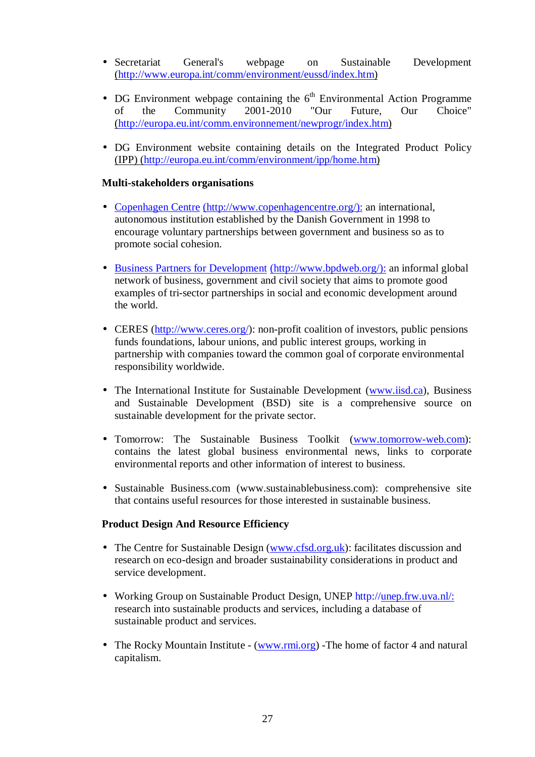- Secretariat General's webpage on Sustainable Development (http://www.europa.int/comm/environment/eussd/index.htm)

- DG Environment webpage containing the 6[th] Environmental Action Programme of the Community 2001-2010 "Our Future, Our Choice" (http://europa.eu.int/comm.environnement/newprogr/index.htm)

- DG Environment website containing details on the Integrated Product Policy (IPP) (http://europa.eu.int/comm/environment/ipp/home.htm)

**Multi-stakeholders organisations**

- Copenhagen Centre (http://www.copenhagencentre.org/): an international, autonomous institution established by the Danish Government in 1998 to encourage voluntary partnerships between government and business so as to promote social cohesion.

- Business Partners for Development (http://www.bpdweb.org/): an informal global network of business, government and civil society that aims to promote good examples of tri-sector partnerships in social and economic development around the world.

- CERES (http://www.ceres.org/): non-profit coalition of investors, public pensions funds foundations, labour unions, and public interest groups, working in partnership with companies toward the common goal of corporate environmental responsibility worldwide.

- The International Institute for Sustainable Development (www.iisd.ca), Business and Sustainable Development (BSD) site is a comprehensive source on sustainable development for the private sector.

- Tomorrow: The Sustainable Business Toolkit (www.tomorrow-web.com): contains the latest global business environmental news, links to corporate environmental reports and other information of interest to business.

- Sustainable Business.com (www.sustainablebusiness.com): comprehensive site that contains useful resources for those interested in sustainable business.

**Product Design And Resource Efficiency**

- The Centre for Sustainable Design (www.cfsd.org.uk): facilitates discussion and research on eco-design and broader sustainability considerations in product and service development.

- Working Group on Sustainable Product Design, UNEP http://unep.frw.uva.nl/: research into sustainable products and services, including a database of sustainable product and services.

- The Rocky Mountain Institute - (www.rmi.org) -The home of factor 4 and natural capitalism.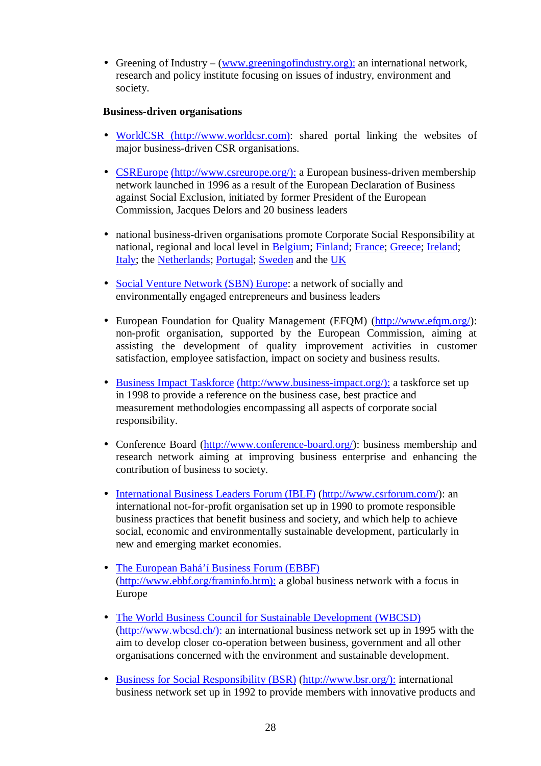- Greening of Industry – (www.greeningofindustry.org): an international network, research and policy institute focusing on issues of industry, environment and society.

**Business-driven organisations**

- WorldCSR (http://www.worldcsr.com): shared portal linking the websites of major business-driven CSR organisations.

- CSREurope (http://www.csreurope.org/): a European business-driven membership network launched in 1996 as a result of the European Declaration of Business against Social Exclusion, initiated by former President of the European Commission, Jacques Delors and 20 business leaders

- national business-driven organisations promote Corporate Social Responsibility at national, regional and local level in Belgium; Finland; France; Greece; Ireland; Italy; the Netherlands; Portugal; Sweden and the UK

- Social Venture Network (SBN) Europe: a network of socially and environmentally engaged entrepreneurs and business leaders

- European Foundation for Quality Management (EFQM) (http://www.efqm.org/): non-profit organisation, supported by the European Commission, aiming at assisting the development of quality improvement activities in customer satisfaction, employee satisfaction, impact on society and business results.

- Business Impact Taskforce (http://www.business-impact.org/): a taskforce set up in 1998 to provide a reference on the business case, best practice and measurement methodologies encompassing all aspects of corporate social responsibility.

- Conference Board (http://www.conference-board.org/): business membership and research network aiming at improving business enterprise and enhancing the contribution of business to society.

- International Business Leaders Forum (IBLF) (http://www.csrforum.com/): an international not-for-profit organisation set up in 1990 to promote responsible business practices that benefit business and society, and which help to achieve social, economic and environmentally sustainable development, particularly in new and emerging market economies.

- The European Bahá'í Business Forum (EBBF) (http://www.ebbf.org/framinfo.htm): a global business network with a focus in Europe

- The World Business Council for Sustainable Development (WBCSD) (http://www.wbcsd.ch/): an international business network set up in 1995 with the aim to develop closer co-operation between business, government and all other organisations concerned with the environment and sustainable development.

- Business for Social Responsibility (BSR) (http://www.bsr.org/): international business network set up in 1992 to provide members with innovative products and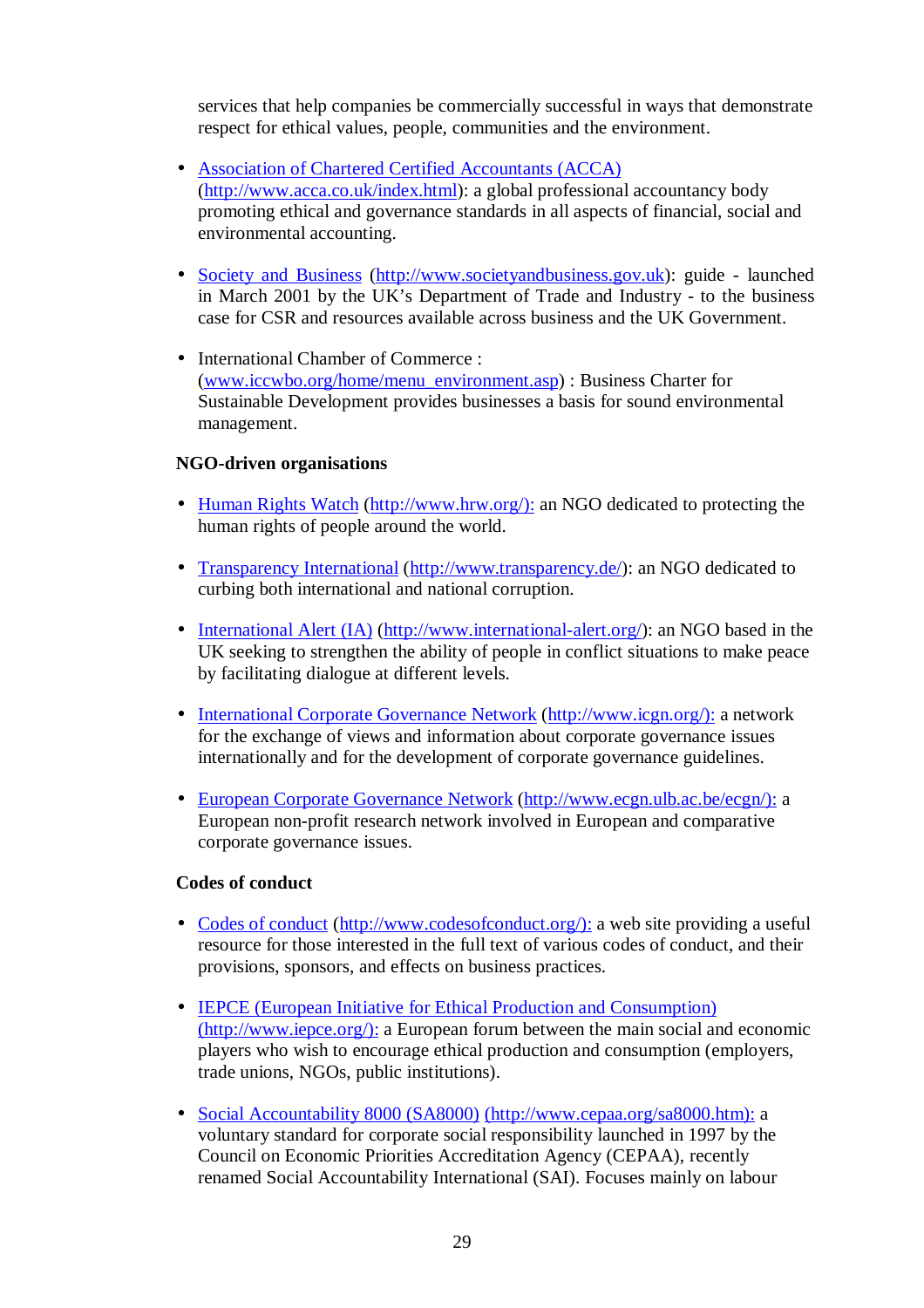services that help companies be commercially successful in ways that demonstrate respect for ethical values, people, communities and the environment.

- Association of Chartered Certified Accountants (ACCA) (http://www.acca.co.uk/index.html): a global professional accountancy body promoting ethical and governance standards in all aspects of financial, social and environmental accounting.

- Society and Business (http://www.societyandbusiness.gov.uk): guide - launched in March 2001 by the UK's Department of Trade and Industry - to the business case for CSR and resources available across business and the UK Government.

- International Chamber of Commerce : (www.iccwbo.org/home/menu_environment.asp) : Business Charter for Sustainable Development provides businesses a basis for sound environmental management.

**NGO-driven organisations**

- Human Rights Watch (http://www.hrw.org/): an NGO dedicated to protecting the human rights of people around the world.

- Transparency International (http://www.transparency.de/): an NGO dedicated to curbing both international and national corruption.

- International Alert (IA) (http://www.international-alert.org/): an NGO based in the UK seeking to strengthen the ability of people in conflict situations to make peace by facilitating dialogue at different levels.

- International Corporate Governance Network (http://www.icgn.org/): a network for the exchange of views and information about corporate governance issues internationally and for the development of corporate governance guidelines.

- European Corporate Governance Network (http://www.ecgn.ulb.ac.be/ecgn/): a European non-profit research network involved in European and comparative corporate governance issues.

**Codes of conduct**

- Codes of conduct (http://www.codesofconduct.org/): a web site providing a useful resource for those interested in the full text of various codes of conduct, and their provisions, sponsors, and effects on business practices.

- IEPCE (European Initiative for Ethical Production and Consumption) (http://www.iepce.org/): a European forum between the main social and economic players who wish to encourage ethical production and consumption (employers, trade unions, NGOs, public institutions).

- Social Accountability 8000 (SA8000) (http://www.cepaa.org/sa8000.htm): a voluntary standard for corporate social responsibility launched in 1997 by the Council on Economic Priorities Accreditation Agency (CEPAA), recently renamed Social Accountability International (SAI). Focuses mainly on labour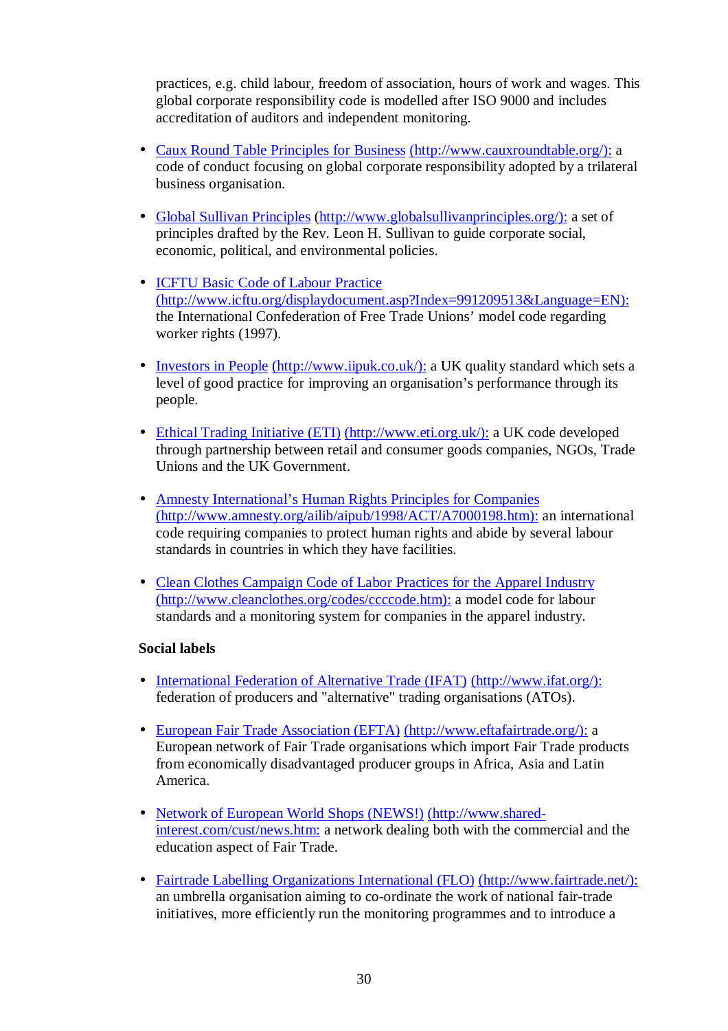practices, e.g. child labour, freedom of association, hours of work and wages. This global corporate responsibility code is modelled after ISO 9000 and includes accreditation of auditors and independent monitoring.

- Caux Round Table Principles for Business (http://www.cauxroundtable.org/): a code of conduct focusing on global corporate responsibility adopted by a trilateral business organisation.

- Global Sullivan Principles (http://www.globalsullivanprinciples.org/): a set of principles drafted by the Rev. Leon H. Sullivan to guide corporate social, economic, political, and environmental policies.

- ICFTU Basic Code of Labour Practice (http://www.icftu.org/displaydocument.asp?Index=991209513&Language=EN): the International Confederation of Free Trade Unions' model code regarding worker rights (1997).

- Investors in People (http://www.iipuk.co.uk/): a UK quality standard which sets a level of good practice for improving an organisation's performance through its people.

- Ethical Trading Initiative (ETI) (http://www.eti.org.uk/): a UK code developed through partnership between retail and consumer goods companies, NGOs, Trade Unions and the UK Government.

- Amnesty International's Human Rights Principles for Companies (http://www.amnesty.org/ailib/aipub/1998/ACT/A7000198.htm): an international code requiring companies to protect human rights and abide by several labour standards in countries in which they have facilities.

- Clean Clothes Campaign Code of Labor Practices for the Apparel Industry (http://www.cleanclothes.org/codes/ccccode.htm): a model code for labour standards and a monitoring system for companies in the apparel industry.

**Social labels**

- International Federation of Alternative Trade (IFAT) (http://www.ifat.org/): federation of producers and "alternative" trading organisations (ATOs).

- European Fair Trade Association (EFTA) (http://www.eftafairtrade.org/): a European network of Fair Trade organisations which import Fair Trade products from economically disadvantaged producer groups in Africa, Asia and Latin America.

- Network of European World Shops (NEWS!) (http://www.shared-interest.com/cust/news.htm: a network dealing both with the commercial and the education aspect of Fair Trade.

- Fairtrade Labelling Organizations International (FLO) (http://www.fairtrade.net/): an umbrella organisation aiming to co-ordinate the work of national fair-trade initiatives, more efficiently run the monitoring programmes and to introduce a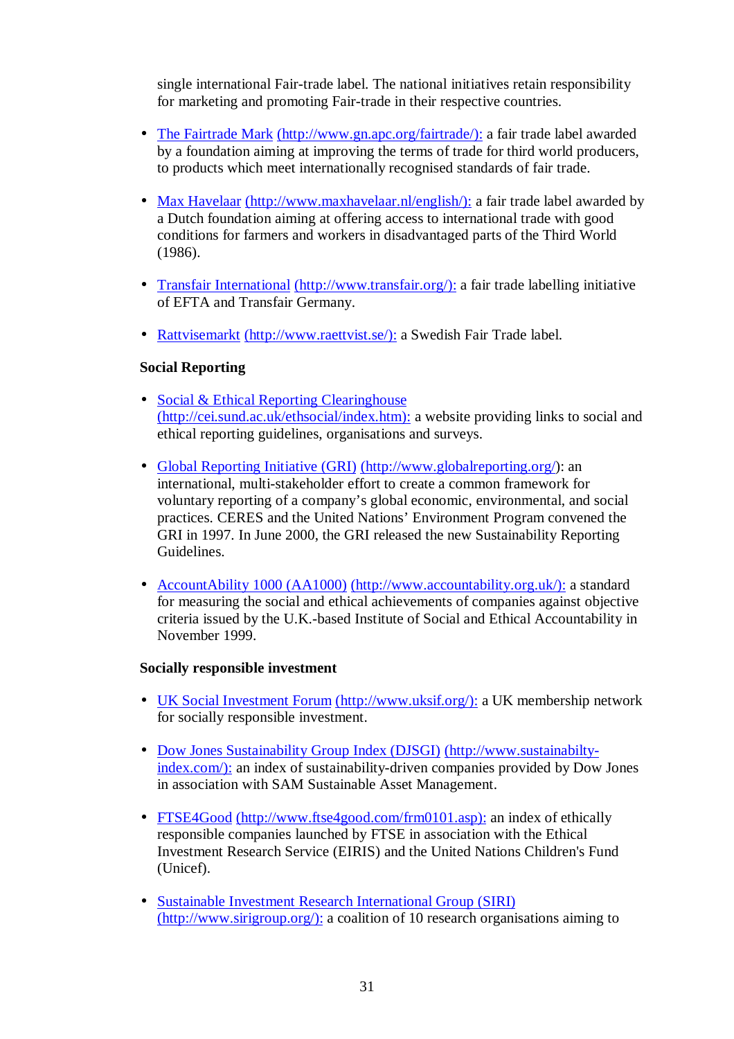single international Fair-trade label. The national initiatives retain responsibility for marketing and promoting Fair-trade in their respective countries.

- The Fairtrade Mark (http://www.gn.apc.org/fairtrade/): a fair trade label awarded by a foundation aiming at improving the terms of trade for third world producers, to products which meet internationally recognised standards of fair trade.

- Max Havelaar (http://www.maxhavelaar.nl/english/): a fair trade label awarded by a Dutch foundation aiming at offering access to international trade with good conditions for farmers and workers in disadvantaged parts of the Third World (1986).

- Transfair International (http://www.transfair.org/): a fair trade labelling initiative of EFTA and Transfair Germany.

- Rattvisemarkt (http://www.raettvist.se/): a Swedish Fair Trade label.

**Social Reporting**

- Social & Ethical Reporting Clearinghouse (http://cei.sund.ac.uk/ethsocial/index.htm): a website providing links to social and ethical reporting guidelines, organisations and surveys.

- Global Reporting Initiative (GRI) (http://www.globalreporting.org/): an international, multi-stakeholder effort to create a common framework for voluntary reporting of a company's global economic, environmental, and social practices. CERES and the United Nations' Environment Program convened the GRI in 1997. In June 2000, the GRI released the new Sustainability Reporting Guidelines.

- AccountAbility 1000 (AA1000) (http://www.accountability.org.uk/): a standard for measuring the social and ethical achievements of companies against objective criteria issued by the U.K.-based Institute of Social and Ethical Accountability in November 1999.

**Socially responsible investment**

- UK Social Investment Forum (http://www.uksif.org/): a UK membership network for socially responsible investment.

- Dow Jones Sustainability Group Index (DJSGI) (http://www.sustainabilty-index.com/): an index of sustainability-driven companies provided by Dow Jones in association with SAM Sustainable Asset Management.

- FTSE4Good (http://www.ftse4good.com/frm0101.asp): an index of ethically responsible companies launched by FTSE in association with the Ethical Investment Research Service (EIRIS) and the United Nations Children's Fund (Unicef).

- Sustainable Investment Research International Group (SIRI) (http://www.sirigroup.org/): a coalition of 10 research organisations aiming to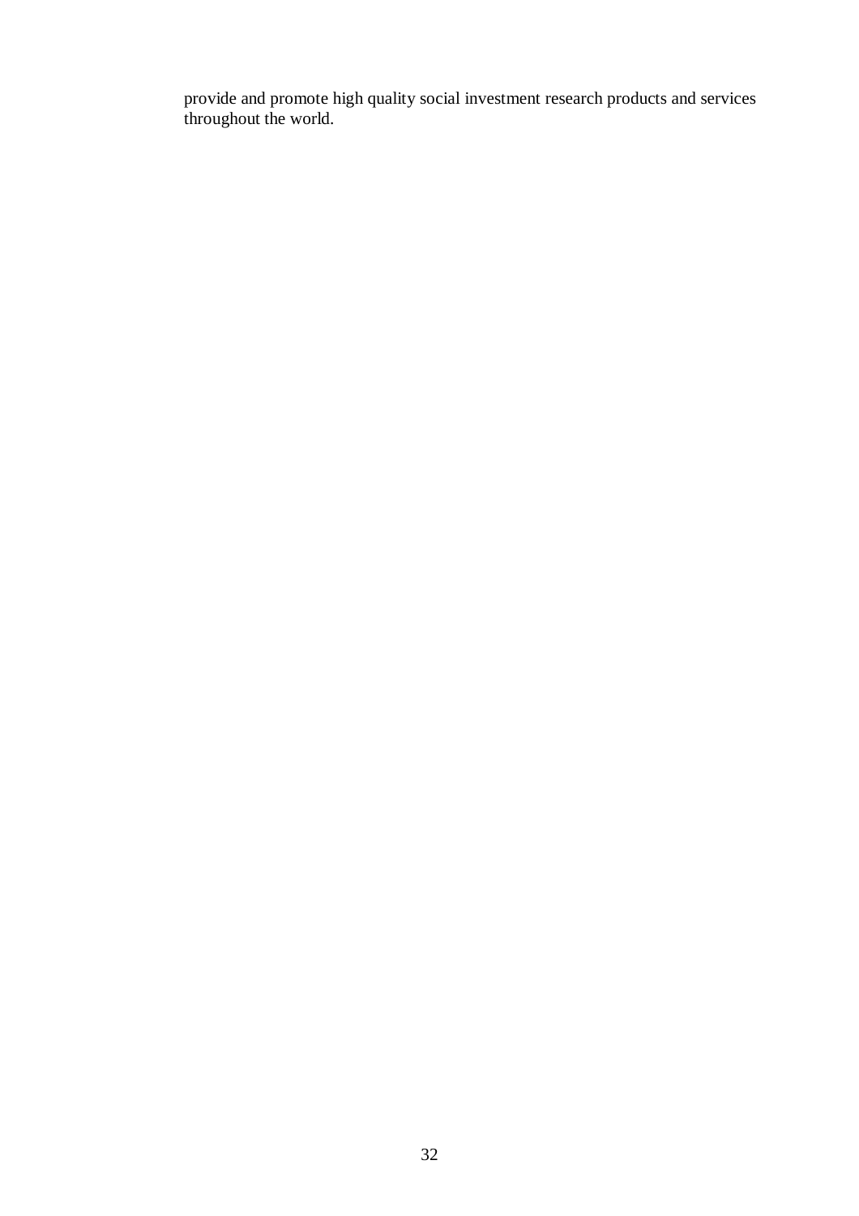provide and promote high quality social investment research products and services throughout the world.